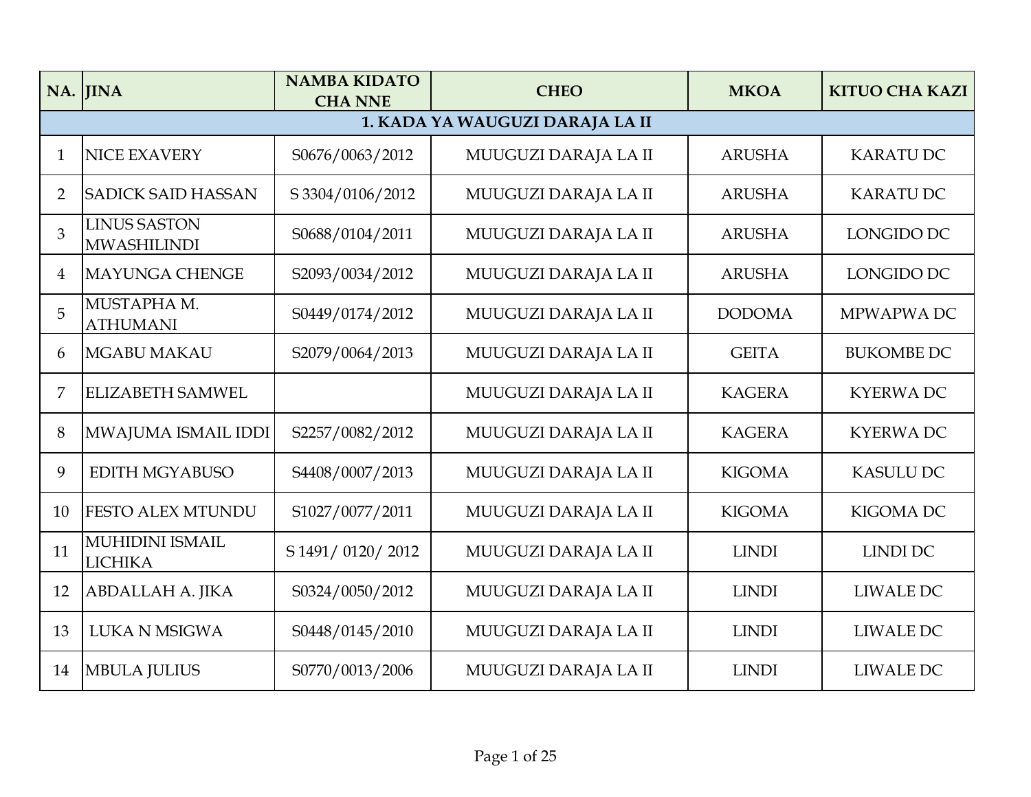| NA. | JINA | NAMBA KIDATO CHA NNE | CHEO | MKOA | KITUO CHA KAZI |
| --- | --- | --- | --- | --- | --- |
| **1. KADA YA WAUGUZI DARAJA LA II** | | | | | |
| 1 | NICE EXAVERY | S0676/0063/2012 | MUUGUZI DARAJA LA II | ARUSHA | KARATU DC |
| 2 | SADICK SAID HASSAN | S 3304/0106/2012 | MUUGUZI DARAJA LA II | ARUSHA | KARATU DC |
| 3 | LINUS SASTON MWASHILINDI | S0688/0104/2011 | MUUGUZI DARAJA LA II | ARUSHA | LONGIDO DC |
| 4 | MAYUNGA CHENGE | S2093/0034/2012 | MUUGUZI DARAJA LA II | ARUSHA | LONGIDO DC |
| 5 | MUSTAPHA M. ATHUMANI | S0449/0174/2012 | MUUGUZI DARAJA LA II | DODOMA | MPWAPWA DC |
| 6 | MGABU MAKAU | S2079/0064/2013 | MUUGUZI DARAJA LA II | GEITA | BUKOMBE DC |
| 7 | ELIZABETH SAMWEL | | MUUGUZI DARAJA LA II | KAGERA | KYERWA DC |
| 8 | MWAJUMA ISMAIL IDDI | S2257/0082/2012 | MUUGUZI DARAJA LA II | KAGERA | KYERWA DC |
| 9 | EDITH MGYABUSO | S4408/0007/2013 | MUUGUZI DARAJA LA II | KIGOMA | KASULU DC |
| 10 | FESTO ALEX MTUNDU | S1027/0077/2011 | MUUGUZI DARAJA LA II | KIGOMA | KIGOMA DC |
| 11 | MUHIDINI ISMAIL LICHIKA | S 1491/ 0120/ 2012 | MUUGUZI DARAJA LA II | LINDI | LINDI DC |
| 12 | ABDALLAH A. JIKA | S0324/0050/2012 | MUUGUZI DARAJA LA II | LINDI | LIWALE DC |
| 13 | LUKA N MSIGWA | S0448/0145/2010 | MUUGUZI DARAJA LA II | LINDI | LIWALE DC |
| 14 | MBULA JULIUS | S0770/0013/2006 | MUUGUZI DARAJA LA II | LINDI | LIWALE DC |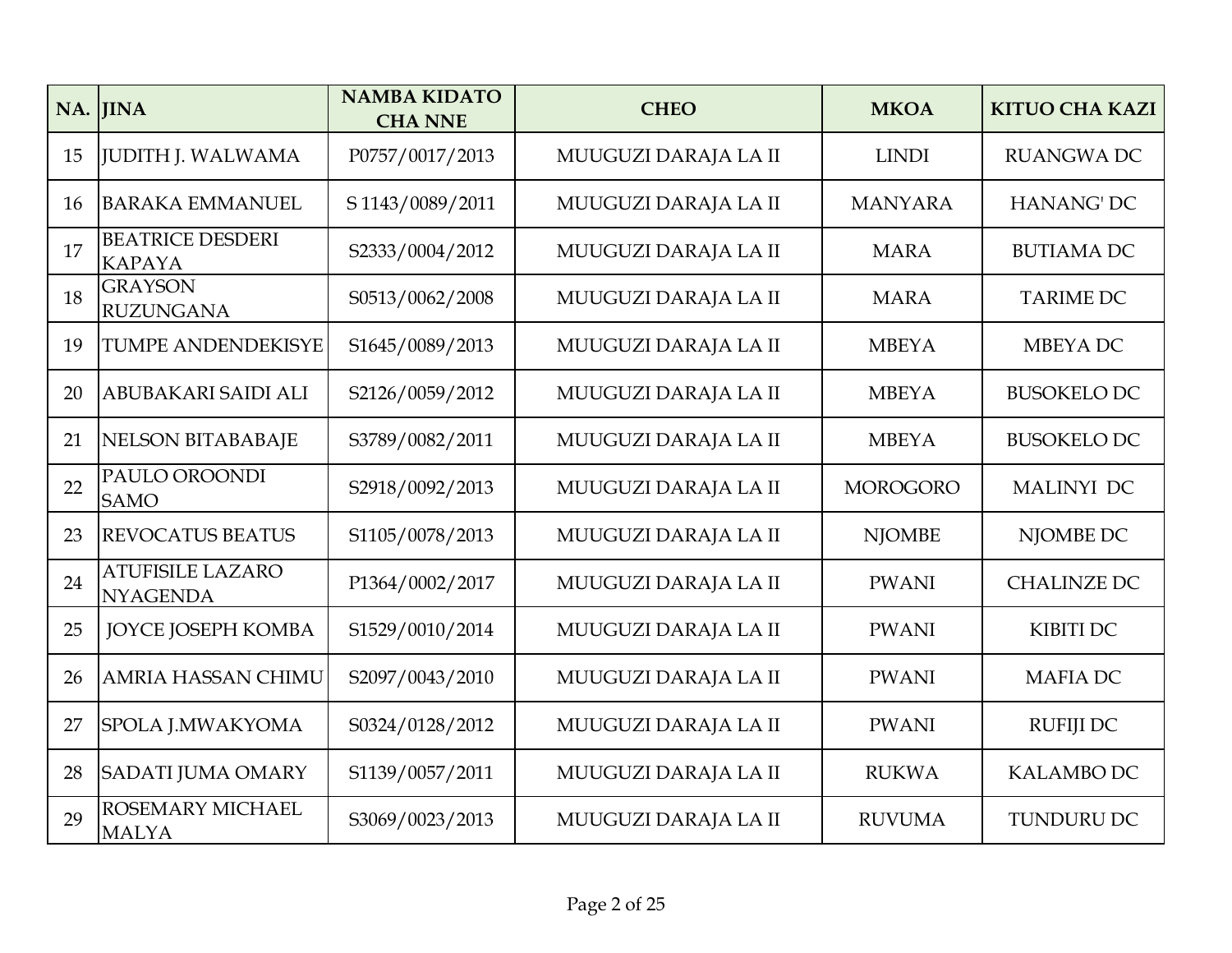| NA. | JINA | NAMBA KIDATO CHA NNE | CHEO | MKOA | KITUO CHA KAZI |
|---|---|---|---|---|---|
| 15 | JUDITH J. WALWAMA | P0757/0017/2013 | MUUGUZI DARAJA LA II | LINDI | RUANGWA DC |
| 16 | BARAKA EMMANUEL | S 1143/0089/2011 | MUUGUZI DARAJA LA II | MANYARA | HANANG' DC |
| 17 | BEATRICE DESDERI KAPAYA | S2333/0004/2012 | MUUGUZI DARAJA LA II | MARA | BUTIAMA DC |
| 18 | GRAYSON RUZUNGANA | S0513/0062/2008 | MUUGUZI DARAJA LA II | MARA | TARIME DC |
| 19 | TUMPE ANDENDEKISYE | S1645/0089/2013 | MUUGUZI DARAJA LA II | MBEYA | MBEYA DC |
| 20 | ABUBAKARI SAIDI ALI | S2126/0059/2012 | MUUGUZI DARAJA LA II | MBEYA | BUSOKELO DC |
| 21 | NELSON BITABABAJE | S3789/0082/2011 | MUUGUZI DARAJA LA II | MBEYA | BUSOKELO DC |
| 22 | PAULO OROONDI SAMO | S2918/0092/2013 | MUUGUZI DARAJA LA II | MOROGORO | MALINYI DC |
| 23 | REVOCATUS BEATUS | S1105/0078/2013 | MUUGUZI DARAJA LA II | NJOMBE | NJOMBE DC |
| 24 | ATUFISILE LAZARO NYAGENDA | P1364/0002/2017 | MUUGUZI DARAJA LA II | PWANI | CHALINZE DC |
| 25 | JOYCE JOSEPH KOMBA | S1529/0010/2014 | MUUGUZI DARAJA LA II | PWANI | KIBITI DC |
| 26 | AMRIA HASSAN CHIMU | S2097/0043/2010 | MUUGUZI DARAJA LA II | PWANI | MAFIA DC |
| 27 | SPOLA J.MWAKYOMA | S0324/0128/2012 | MUUGUZI DARAJA LA II | PWANI | RUFIJI DC |
| 28 | SADATI JUMA OMARY | S1139/0057/2011 | MUUGUZI DARAJA LA II | RUKWA | KALAMBO DC |
| 29 | ROSEMARY MICHAEL MALYA | S3069/0023/2013 | MUUGUZI DARAJA LA II | RUVUMA | TUNDURU DC |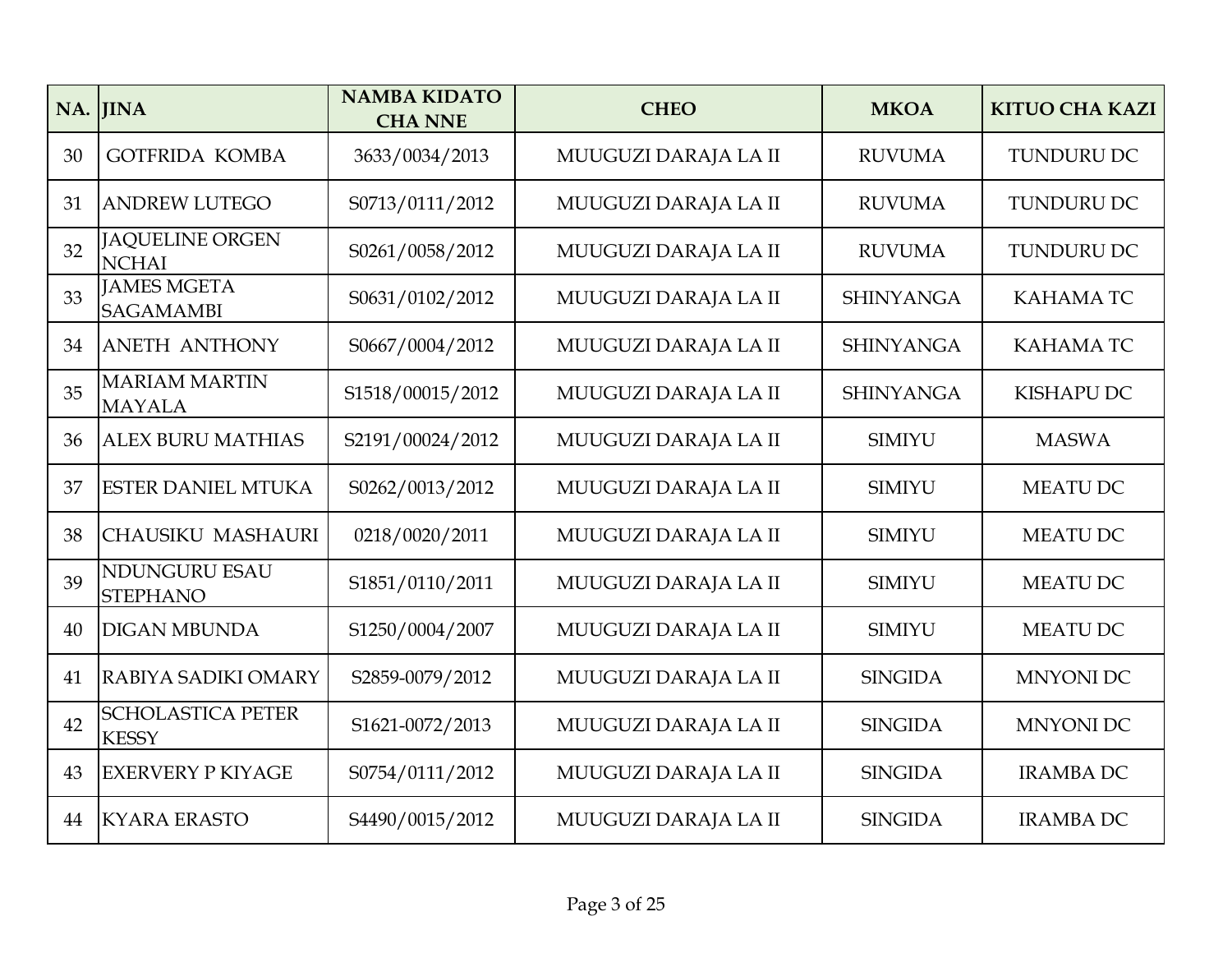| NA. | JINA | NAMBA KIDATO CHA NNE | CHEO | MKOA | KITUO CHA KAZI |
|---|---|---|---|---|---|
| 30 | GOTFRIDA KOMBA | 3633/0034/2013 | MUUGUZI DARAJA LA II | RUVUMA | TUNDURU DC |
| 31 | ANDREW LUTEGO | S0713/0111/2012 | MUUGUZI DARAJA LA II | RUVUMA | TUNDURU DC |
| 32 | JAQUELINE ORGEN NCHAI | S0261/0058/2012 | MUUGUZI DARAJA LA II | RUVUMA | TUNDURU DC |
| 33 | JAMES MGETA SAGAMAMBI | S0631/0102/2012 | MUUGUZI DARAJA LA II | SHINYANGA | KAHAMA TC |
| 34 | ANETH ANTHONY | S0667/0004/2012 | MUUGUZI DARAJA LA II | SHINYANGA | KAHAMA TC |
| 35 | MARIAM MARTIN MAYALA | S1518/00015/2012 | MUUGUZI DARAJA LA II | SHINYANGA | KISHAPU DC |
| 36 | ALEX BURU MATHIAS | S2191/00024/2012 | MUUGUZI DARAJA LA II | SIMIYU | MASWA |
| 37 | ESTER DANIEL MTUKA | S0262/0013/2012 | MUUGUZI DARAJA LA II | SIMIYU | MEATU DC |
| 38 | CHAUSIKU MASHAURI | 0218/0020/2011 | MUUGUZI DARAJA LA II | SIMIYU | MEATU DC |
| 39 | NDUNGURU ESAU STEPHANO | S1851/0110/2011 | MUUGUZI DARAJA LA II | SIMIYU | MEATU DC |
| 40 | DIGAN MBUNDA | S1250/0004/2007 | MUUGUZI DARAJA LA II | SIMIYU | MEATU DC |
| 41 | RABIYA SADIKI OMARY | S2859-0079/2012 | MUUGUZI DARAJA LA II | SINGIDA | MNYONI DC |
| 42 | SCHOLASTICA PETER KESSY | S1621-0072/2013 | MUUGUZI DARAJA LA II | SINGIDA | MNYONI DC |
| 43 | EXERVERY P KIYAGE | S0754/0111/2012 | MUUGUZI DARAJA LA II | SINGIDA | IRAMBA DC |
| 44 | KYARA ERASTO | S4490/0015/2012 | MUUGUZI DARAJA LA II | SINGIDA | IRAMBA DC |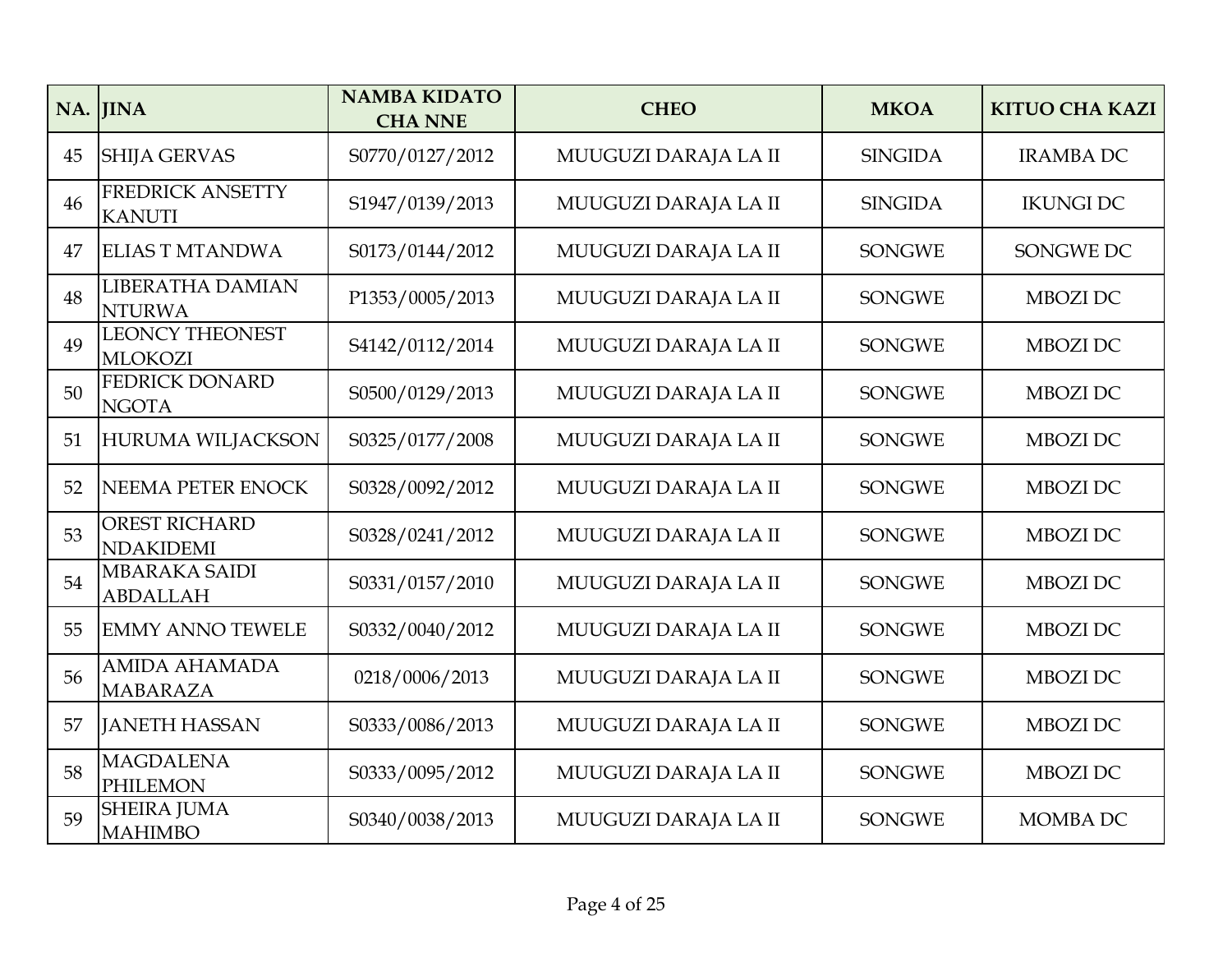| NA. | JINA | NAMBA KIDATO CHA NNE | CHEO | MKOA | KITUO CHA KAZI |
|---|---|---|---|---|---|
| 45 | SHIJA GERVAS | S0770/0127/2012 | MUUGUZI DARAJA LA II | SINGIDA | IRAMBA DC |
| 46 | FREDRICK ANSETTY KANUTI | S1947/0139/2013 | MUUGUZI DARAJA LA II | SINGIDA | IKUNGI DC |
| 47 | ELIAS T MTANDWA | S0173/0144/2012 | MUUGUZI DARAJA LA II | SONGWE | SONGWE DC |
| 48 | LIBERATHA DAMIAN NTURWA | P1353/0005/2013 | MUUGUZI DARAJA LA II | SONGWE | MBOZI DC |
| 49 | LEONCY THEONEST MLOKOZI | S4142/0112/2014 | MUUGUZI DARAJA LA II | SONGWE | MBOZI DC |
| 50 | FEDRICK DONARD NGOTA | S0500/0129/2013 | MUUGUZI DARAJA LA II | SONGWE | MBOZI DC |
| 51 | HURUMA WILJACKSON | S0325/0177/2008 | MUUGUZI DARAJA LA II | SONGWE | MBOZI DC |
| 52 | NEEMA PETER ENOCK | S0328/0092/2012 | MUUGUZI DARAJA LA II | SONGWE | MBOZI DC |
| 53 | OREST RICHARD NDAKIDEMI | S0328/0241/2012 | MUUGUZI DARAJA LA II | SONGWE | MBOZI DC |
| 54 | MBARAKA SAIDI ABDALLAH | S0331/0157/2010 | MUUGUZI DARAJA LA II | SONGWE | MBOZI DC |
| 55 | EMMY ANNO TEWELE | S0332/0040/2012 | MUUGUZI DARAJA LA II | SONGWE | MBOZI DC |
| 56 | AMIDA AHAMADA MABARAZA | 0218/0006/2013 | MUUGUZI DARAJA LA II | SONGWE | MBOZI DC |
| 57 | JANETH HASSAN | S0333/0086/2013 | MUUGUZI DARAJA LA II | SONGWE | MBOZI DC |
| 58 | MAGDALENA PHILEMON | S0333/0095/2012 | MUUGUZI DARAJA LA II | SONGWE | MBOZI DC |
| 59 | SHEIRA JUMA MAHIMBO | S0340/0038/2013 | MUUGUZI DARAJA LA II | SONGWE | MOMBA DC |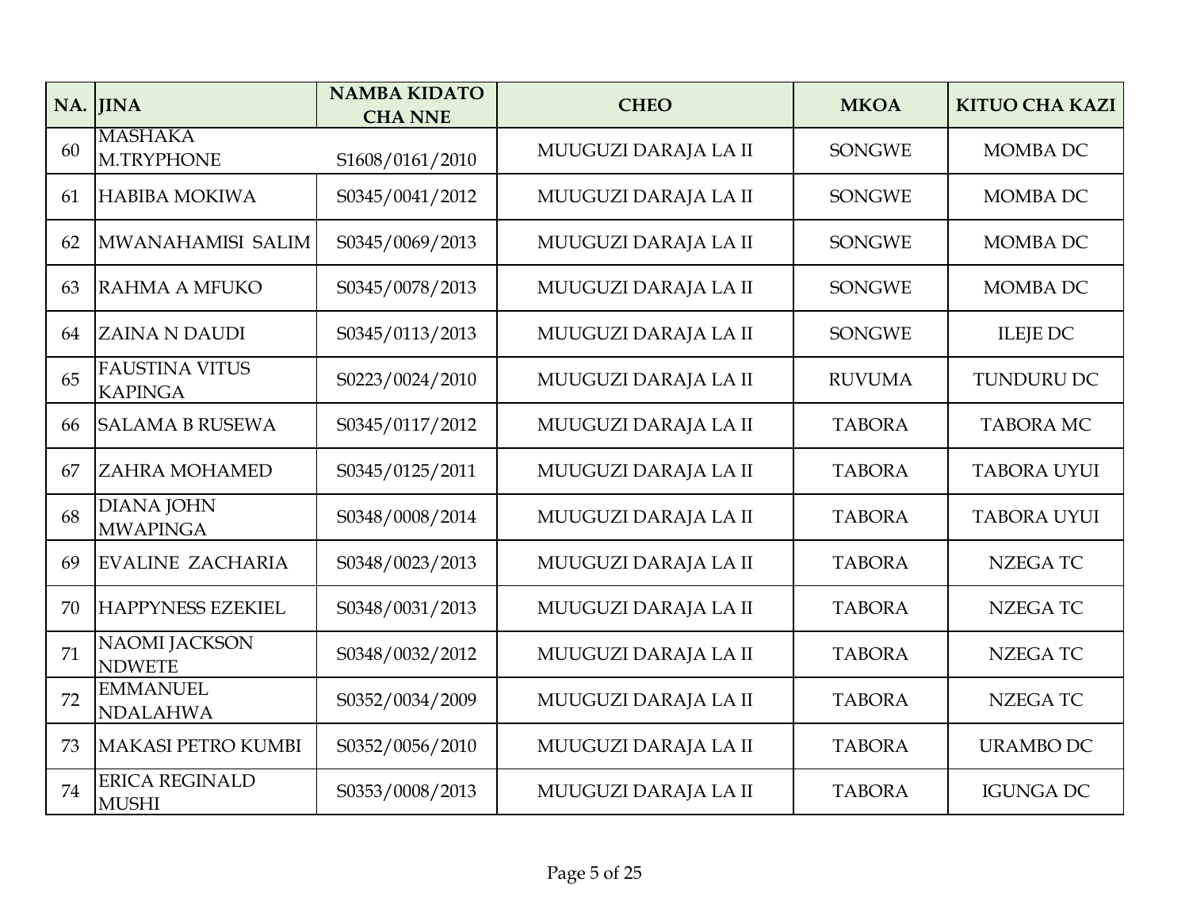| NA. | JINA | NAMBA KIDATO CHA NNE | CHEO | MKOA | KITUO CHA KAZI |
|---|---|---|---|---|---|
| 60 | MASHAKA M.TRYPHONE | S1608/0161/2010 | MUUGUZI DARAJA LA II | SONGWE | MOMBA DC |
| 61 | HABIBA MOKIWA | S0345/0041/2012 | MUUGUZI DARAJA LA II | SONGWE | MOMBA DC |
| 62 | MWANAHAMISI SALIM | S0345/0069/2013 | MUUGUZI DARAJA LA II | SONGWE | MOMBA DC |
| 63 | RAHMA A MFUKO | S0345/0078/2013 | MUUGUZI DARAJA LA II | SONGWE | MOMBA DC |
| 64 | ZAINA N DAUDI | S0345/0113/2013 | MUUGUZI DARAJA LA II | SONGWE | ILEJE DC |
| 65 | FAUSTINA VITUS KAPINGA | S0223/0024/2010 | MUUGUZI DARAJA LA II | RUVUMA | TUNDURU DC |
| 66 | SALAMA B RUSEWA | S0345/0117/2012 | MUUGUZI DARAJA LA II | TABORA | TABORA MC |
| 67 | ZAHRA MOHAMED | S0345/0125/2011 | MUUGUZI DARAJA LA II | TABORA | TABORA UYUI |
| 68 | DIANA JOHN MWAPINGA | S0348/0008/2014 | MUUGUZI DARAJA LA II | TABORA | TABORA UYUI |
| 69 | EVALINE ZACHARIA | S0348/0023/2013 | MUUGUZI DARAJA LA II | TABORA | NZEGA TC |
| 70 | HAPPYNESS EZEKIEL | S0348/0031/2013 | MUUGUZI DARAJA LA II | TABORA | NZEGA TC |
| 71 | NAOMI JACKSON NDWETE | S0348/0032/2012 | MUUGUZI DARAJA LA II | TABORA | NZEGA TC |
| 72 | EMMANUEL NDALAHWA | S0352/0034/2009 | MUUGUZI DARAJA LA II | TABORA | NZEGA TC |
| 73 | MAKASI PETRO KUMBI | S0352/0056/2010 | MUUGUZI DARAJA LA II | TABORA | URAMBO DC |
| 74 | ERICA REGINALD MUSHI | S0353/0008/2013 | MUUGUZI DARAJA LA II | TABORA | IGUNGA DC |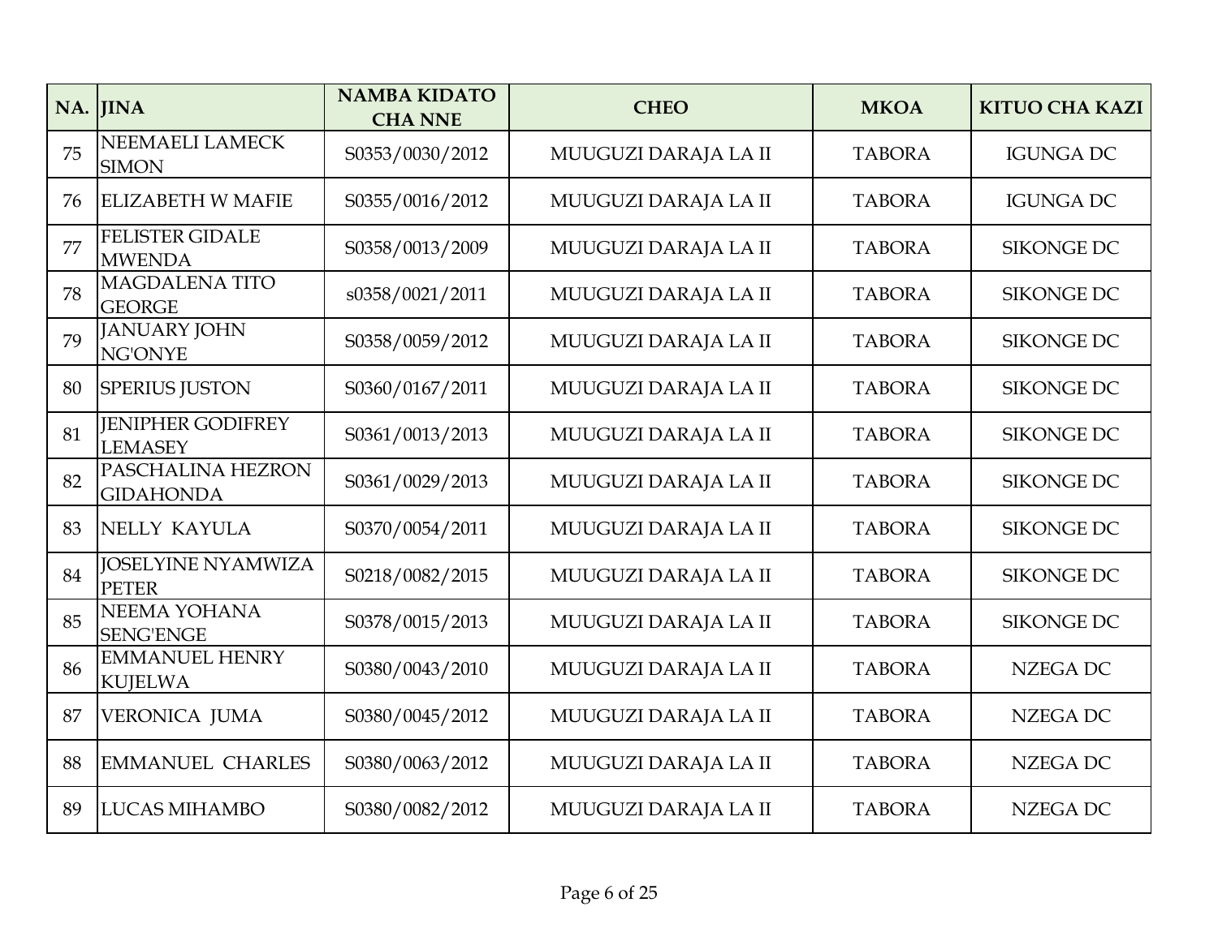| NA. | JINA | NAMBA KIDATO CHA NNE | CHEO | MKOA | KITUO CHA KAZI |
|---|---|---|---|---|---|
| 75 | NEEMAELI LAMECK SIMON | S0353/0030/2012 | MUUGUZI DARAJA LA II | TABORA | IGUNGA DC |
| 76 | ELIZABETH W MAFIE | S0355/0016/2012 | MUUGUZI DARAJA LA II | TABORA | IGUNGA DC |
| 77 | FELISTER GIDALE MWENDA | S0358/0013/2009 | MUUGUZI DARAJA LA II | TABORA | SIKONGE DC |
| 78 | MAGDALENA TITO GEORGE | s0358/0021/2011 | MUUGUZI DARAJA LA II | TABORA | SIKONGE DC |
| 79 | JANUARY JOHN NG'ONYE | S0358/0059/2012 | MUUGUZI DARAJA LA II | TABORA | SIKONGE DC |
| 80 | SPERIUS JUSTON | S0360/0167/2011 | MUUGUZI DARAJA LA II | TABORA | SIKONGE DC |
| 81 | JENIPHER GODIFREY LEMASEY | S0361/0013/2013 | MUUGUZI DARAJA LA II | TABORA | SIKONGE DC |
| 82 | PASCHALINA HEZRON GIDAHONDA | S0361/0029/2013 | MUUGUZI DARAJA LA II | TABORA | SIKONGE DC |
| 83 | NELLY KAYULA | S0370/0054/2011 | MUUGUZI DARAJA LA II | TABORA | SIKONGE DC |
| 84 | JOSELYINE NYAMWIZA PETER | S0218/0082/2015 | MUUGUZI DARAJA LA II | TABORA | SIKONGE DC |
| 85 | NEEMA YOHANA SENG'ENGE | S0378/0015/2013 | MUUGUZI DARAJA LA II | TABORA | SIKONGE DC |
| 86 | EMMANUEL HENRY KUJELWA | S0380/0043/2010 | MUUGUZI DARAJA LA II | TABORA | NZEGA DC |
| 87 | VERONICA JUMA | S0380/0045/2012 | MUUGUZI DARAJA LA II | TABORA | NZEGA DC |
| 88 | EMMANUEL CHARLES | S0380/0063/2012 | MUUGUZI DARAJA LA II | TABORA | NZEGA DC |
| 89 | LUCAS MIHAMBO | S0380/0082/2012 | MUUGUZI DARAJA LA II | TABORA | NZEGA DC |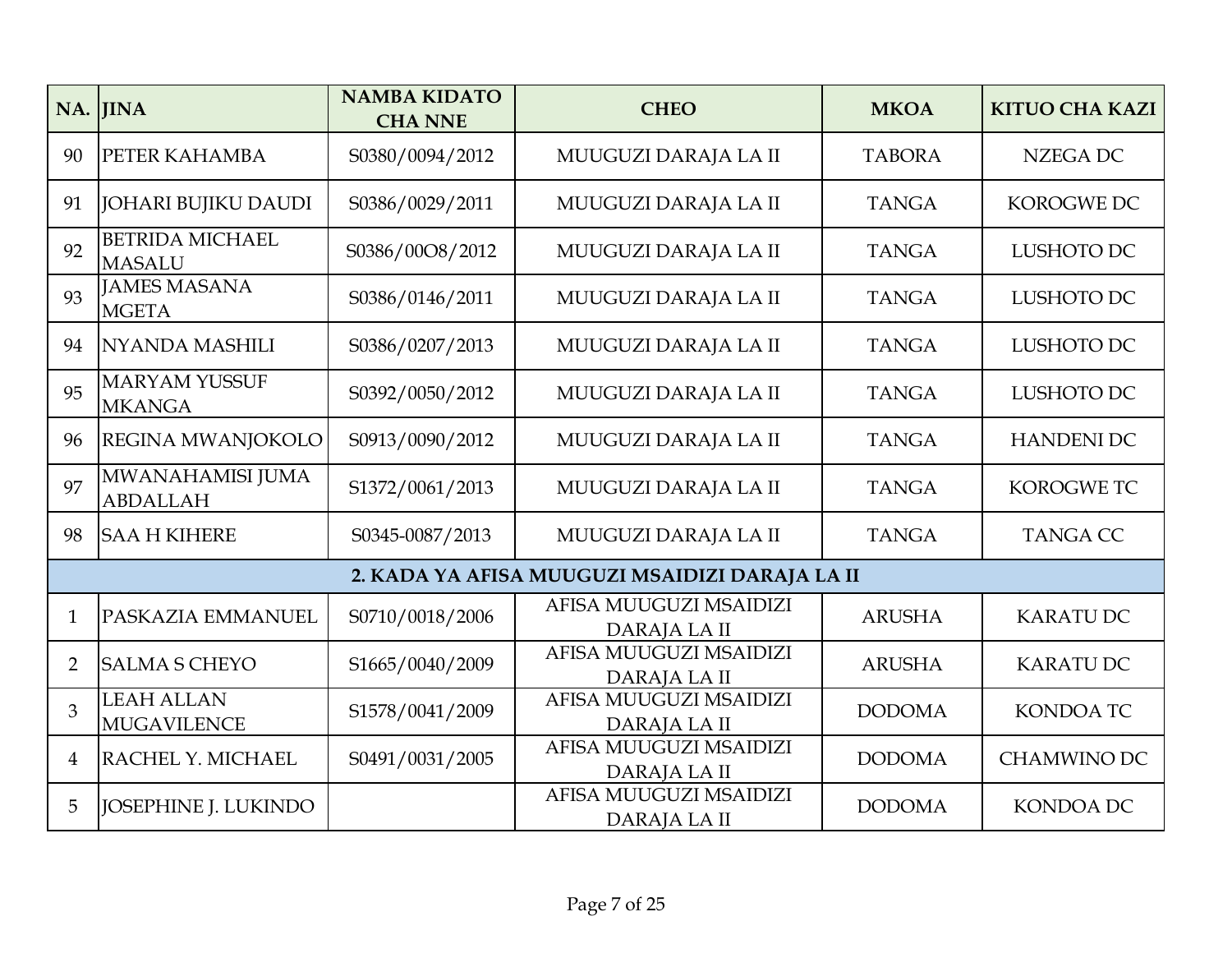| NA. | JINA | NAMBA KIDATO CHA NNE | CHEO | MKOA | KITUO CHA KAZI |
|---|---|---|---|---|---|
| 90 | PETER KAHAMBA | S0380/0094/2012 | MUUGUZI DARAJA LA II | TABORA | NZEGA DC |
| 91 | JOHARI BUJIKU DAUDI | S0386/0029/2011 | MUUGUZI DARAJA LA II | TANGA | KOROGWE DC |
| 92 | BETRIDA MICHAEL MASALU | S0386/00O8/2012 | MUUGUZI DARAJA LA II | TANGA | LUSHOTO DC |
| 93 | JAMES MASANA MGETA | S0386/0146/2011 | MUUGUZI DARAJA LA II | TANGA | LUSHOTO DC |
| 94 | NYANDA MASHILI | S0386/0207/2013 | MUUGUZI DARAJA LA II | TANGA | LUSHOTO DC |
| 95 | MARYAM YUSSUF MKANGA | S0392/0050/2012 | MUUGUZI DARAJA LA II | TANGA | LUSHOTO DC |
| 96 | REGINA MWANJOKOLO | S0913/0090/2012 | MUUGUZI DARAJA LA II | TANGA | HANDENI DC |
| 97 | MWANAHAMISI JUMA ABDALLAH | S1372/0061/2013 | MUUGUZI DARAJA LA II | TANGA | KOROGWE TC |
| 98 | SAA H KIHERE | S0345-0087/2013 | MUUGUZI DARAJA LA II | TANGA | TANGA CC |
| **2. KADA YA AFISA MUUGUZI MSAIDIZI DARAJA LA II** | | | | | |
| 1 | PASKAZIA EMMANUEL | S0710/0018/2006 | AFISA MUUGUZI MSAIDIZI DARAJA LA II | ARUSHA | KARATU DC |
| 2 | SALMA S CHEYO | S1665/0040/2009 | AFISA MUUGUZI MSAIDIZI DARAJA LA II | ARUSHA | KARATU DC |
| 3 | LEAH ALLAN MUGAVILENCE | S1578/0041/2009 | AFISA MUUGUZI MSAIDIZI DARAJA LA II | DODOMA | KONDOA TC |
| 4 | RACHEL Y. MICHAEL | S0491/0031/2005 | AFISA MUUGUZI MSAIDIZI DARAJA LA II | DODOMA | CHAMWINO DC |
| 5 | JOSEPHINE J. LUKINDO | | AFISA MUUGUZI MSAIDIZI DARAJA LA II | DODOMA | KONDOA DC |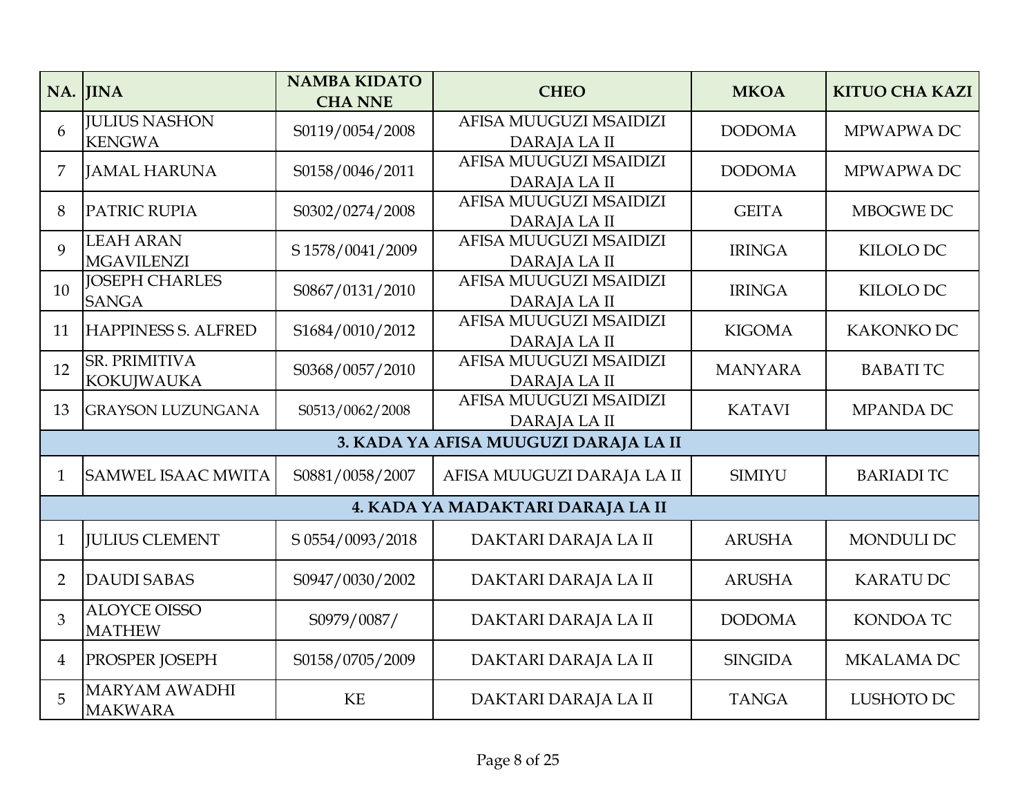| NA. | JINA | NAMBA KIDATO CHA NNE | CHEO | MKOA | KITUO CHA KAZI |
|---|---|---|---|---|---|
| 6 | JULIUS NASHON KENGWA | S0119/0054/2008 | AFISA MUUGUZI MSAIDIZI DARAJA LA II | DODOMA | MPWAPWA DC |
| 7 | JAMAL HARUNA | S0158/0046/2011 | AFISA MUUGUZI MSAIDIZI DARAJA LA II | DODOMA | MPWAPWA DC |
| 8 | PATRIC RUPIA | S0302/0274/2008 | AFISA MUUGUZI MSAIDIZI DARAJA LA II | GEITA | MBOGWE DC |
| 9 | LEAH ARAN MGAVILENZI | S 1578/0041/2009 | AFISA MUUGUZI MSAIDIZI DARAJA LA II | IRINGA | KILOLO DC |
| 10 | JOSEPH CHARLES SANGA | S0867/0131/2010 | AFISA MUUGUZI MSAIDIZI DARAJA LA II | IRINGA | KILOLO DC |
| 11 | HAPPINESS S. ALFRED | S1684/0010/2012 | AFISA MUUGUZI MSAIDIZI DARAJA LA II | KIGOMA | KAKONKO DC |
| 12 | SR. PRIMITIVA KOKUJWAUKA | S0368/0057/2010 | AFISA MUUGUZI MSAIDIZI DARAJA LA II | MANYARA | BABATI TC |
| 13 | GRAYSON LUZUNGANA | S0513/0062/2008 | AFISA MUUGUZI MSAIDIZI DARAJA LA II | KATAVI | MPANDA DC |
| **3. KADA YA AFISA MUUGUZI DARAJA LA II** | | | | | |
| 1 | SAMWEL ISAAC MWITA | S0881/0058/2007 | AFISA MUUGUZI DARAJA LA II | SIMIYU | BARIADI TC |
| **4. KADA YA MADAKTARI DARAJA LA II** | | | | | |
| 1 | JULIUS CLEMENT | S 0554/0093/2018 | DAKTARI DARAJA LA II | ARUSHA | MONDULI DC |
| 2 | DAUDI SABAS | S0947/0030/2002 | DAKTARI DARAJA LA II | ARUSHA | KARATU DC |
| 3 | ALOYCE OISSO MATHEW | S0979/0087/ | DAKTARI DARAJA LA II | DODOMA | KONDOA TC |
| 4 | PROSPER JOSEPH | S0158/0705/2009 | DAKTARI DARAJA LA II | SINGIDA | MKALAMA DC |
| 5 | MARYAM AWADHI MAKWARA | KE | DAKTARI DARAJA LA II | TANGA | LUSHOTO DC |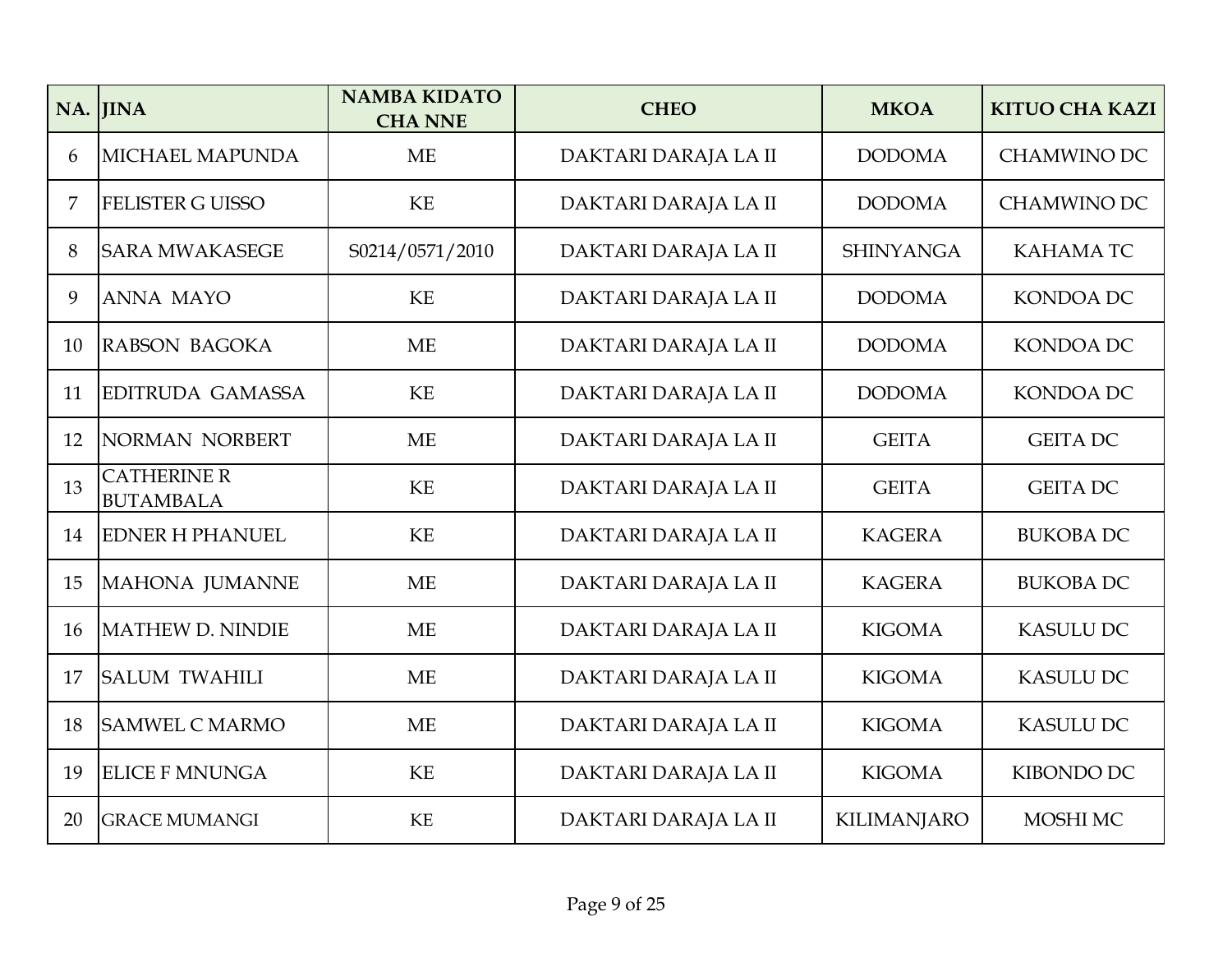| NA. | JINA | NAMBA KIDATO CHA NNE | CHEO | MKOA | KITUO CHA KAZI |
|---|---|---|---|---|---|
| 6 | MICHAEL MAPUNDA | ME | DAKTARI DARAJA LA II | DODOMA | CHAMWINO DC |
| 7 | FELISTER G UISSO | KE | DAKTARI DARAJA LA II | DODOMA | CHAMWINO DC |
| 8 | SARA MWAKASEGE | S0214/0571/2010 | DAKTARI DARAJA LA II | SHINYANGA | KAHAMA TC |
| 9 | ANNA MAYO | KE | DAKTARI DARAJA LA II | DODOMA | KONDOA DC |
| 10 | RABSON BAGOKA | ME | DAKTARI DARAJA LA II | DODOMA | KONDOA DC |
| 11 | EDITRUDA GAMASSA | KE | DAKTARI DARAJA LA II | DODOMA | KONDOA DC |
| 12 | NORMAN NORBERT | ME | DAKTARI DARAJA LA II | GEITA | GEITA DC |
| 13 | CATHERINE R BUTAMBALA | KE | DAKTARI DARAJA LA II | GEITA | GEITA DC |
| 14 | EDNER H PHANUEL | KE | DAKTARI DARAJA LA II | KAGERA | BUKOBA DC |
| 15 | MAHONA JUMANNE | ME | DAKTARI DARAJA LA II | KAGERA | BUKOBA DC |
| 16 | MATHEW D. NINDIE | ME | DAKTARI DARAJA LA II | KIGOMA | KASULU DC |
| 17 | SALUM TWAHILI | ME | DAKTARI DARAJA LA II | KIGOMA | KASULU DC |
| 18 | SAMWEL C MARMO | ME | DAKTARI DARAJA LA II | KIGOMA | KASULU DC |
| 19 | ELICE F MNUNGA | KE | DAKTARI DARAJA LA II | KIGOMA | KIBONDO DC |
| 20 | GRACE MUMANGI | KE | DAKTARI DARAJA LA II | KILIMANJARO | MOSHI MC |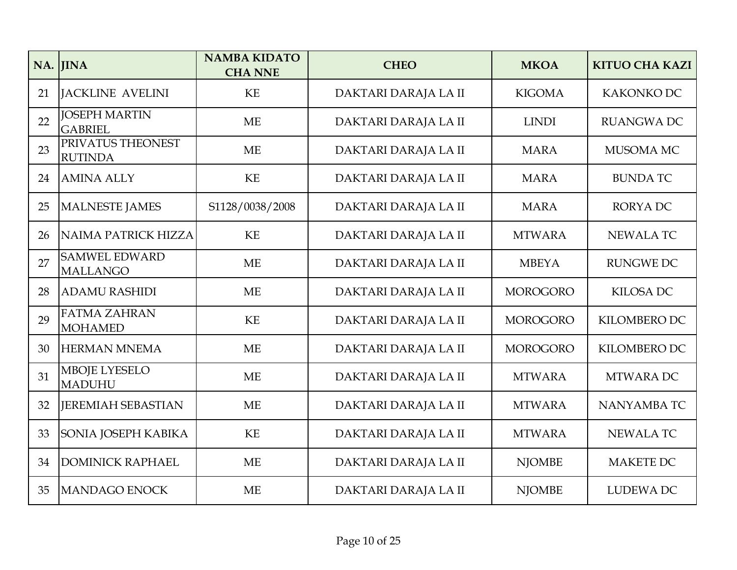| NA. | JINA | NAMBA KIDATO CHA NNE | CHEO | MKOA | KITUO CHA KAZI |
|---|---|---|---|---|---|
| 21 | JACKLINE AVELINI | KE | DAKTARI DARAJA LA II | KIGOMA | KAKONKO DC |
| 22 | JOSEPH MARTIN GABRIEL | ME | DAKTARI DARAJA LA II | LINDI | RUANGWA DC |
| 23 | PRIVATUS THEONEST RUTINDA | ME | DAKTARI DARAJA LA II | MARA | MUSOMA MC |
| 24 | AMINA ALLY | KE | DAKTARI DARAJA LA II | MARA | BUNDA TC |
| 25 | MALNESTE JAMES | S1128/0038/2008 | DAKTARI DARAJA LA II | MARA | RORYA DC |
| 26 | NAIMA PATRICK HIZZA | KE | DAKTARI DARAJA LA II | MTWARA | NEWALA TC |
| 27 | SAMWEL EDWARD MALLANGO | ME | DAKTARI DARAJA LA II | MBEYA | RUNGWE DC |
| 28 | ADAMU RASHIDI | ME | DAKTARI DARAJA LA II | MOROGORO | KILOSA DC |
| 29 | FATMA ZAHRAN MOHAMED | KE | DAKTARI DARAJA LA II | MOROGORO | KILOMBERO DC |
| 30 | HERMAN MNEMA | ME | DAKTARI DARAJA LA II | MOROGORO | KILOMBERO DC |
| 31 | MBOJE LYESELO MADUHU | ME | DAKTARI DARAJA LA II | MTWARA | MTWARA DC |
| 32 | JEREMIAH SEBASTIAN | ME | DAKTARI DARAJA LA II | MTWARA | NANYAMBA TC |
| 33 | SONIA JOSEPH KABIKA | KE | DAKTARI DARAJA LA II | MTWARA | NEWALA TC |
| 34 | DOMINICK RAPHAEL | ME | DAKTARI DARAJA LA II | NJOMBE | MAKETE DC |
| 35 | MANDAGO ENOCK | ME | DAKTARI DARAJA LA II | NJOMBE | LUDEWA DC |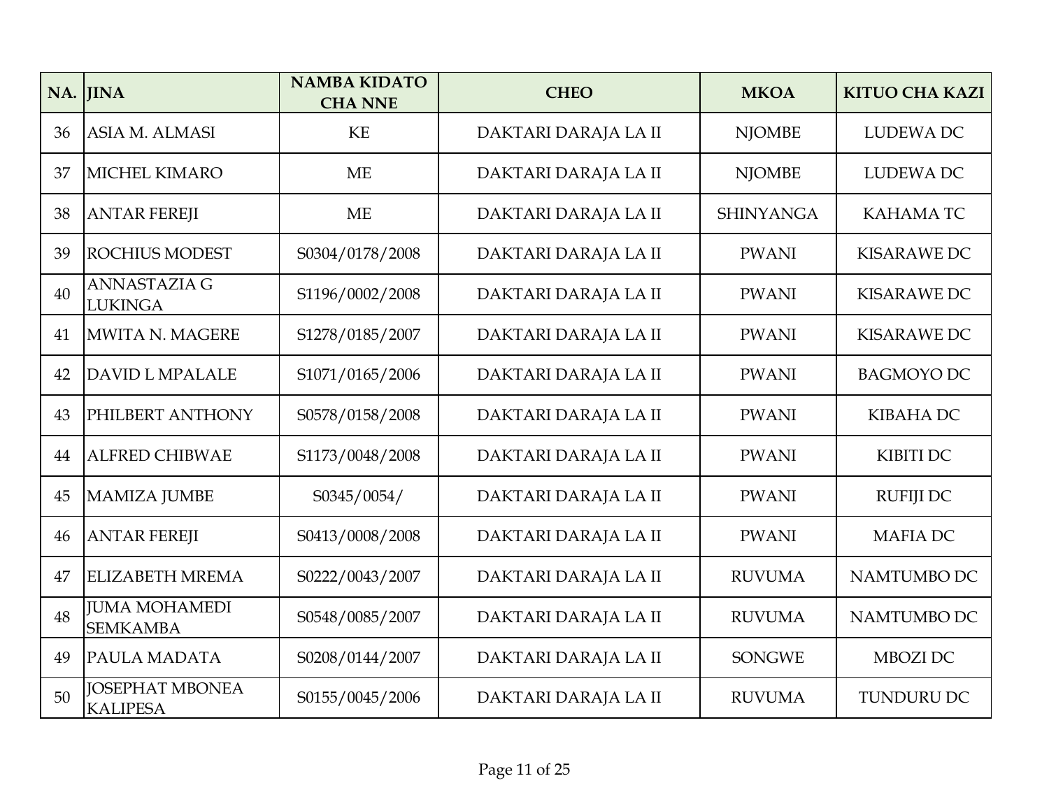| NA. | JINA | NAMBA KIDATO CHA NNE | CHEO | MKOA | KITUO CHA KAZI |
|---|---|---|---|---|---|
| 36 | ASIA M. ALMASI | KE | DAKTARI DARAJA LA II | NJOMBE | LUDEWA DC |
| 37 | MICHEL KIMARO | ME | DAKTARI DARAJA LA II | NJOMBE | LUDEWA DC |
| 38 | ANTAR FEREJI | ME | DAKTARI DARAJA LA II | SHINYANGA | KAHAMA TC |
| 39 | ROCHIUS MODEST | S0304/0178/2008 | DAKTARI DARAJA LA II | PWANI | KISARAWE DC |
| 40 | ANNASTAZIA G LUKINGA | S1196/0002/2008 | DAKTARI DARAJA LA II | PWANI | KISARAWE DC |
| 41 | MWITA N. MAGERE | S1278/0185/2007 | DAKTARI DARAJA LA II | PWANI | KISARAWE DC |
| 42 | DAVID L MPALALE | S1071/0165/2006 | DAKTARI DARAJA LA II | PWANI | BAGMOYO DC |
| 43 | PHILBERT ANTHONY | S0578/0158/2008 | DAKTARI DARAJA LA II | PWANI | KIBAHA DC |
| 44 | ALFRED CHIBWAE | S1173/0048/2008 | DAKTARI DARAJA LA II | PWANI | KIBITI DC |
| 45 | MAMIZA JUMBE | S0345/0054/ | DAKTARI DARAJA LA II | PWANI | RUFIJI DC |
| 46 | ANTAR FEREJI | S0413/0008/2008 | DAKTARI DARAJA LA II | PWANI | MAFIA DC |
| 47 | ELIZABETH MREMA | S0222/0043/2007 | DAKTARI DARAJA LA II | RUVUMA | NAMTUMBO DC |
| 48 | JUMA MOHAMEDI SEMKAMBA | S0548/0085/2007 | DAKTARI DARAJA LA II | RUVUMA | NAMTUMBO DC |
| 49 | PAULA MADATA | S0208/0144/2007 | DAKTARI DARAJA LA II | SONGWE | MBOZI DC |
| 50 | JOSEPHAT MBONEA KALIPESA | S0155/0045/2006 | DAKTARI DARAJA LA II | RUVUMA | TUNDURU DC |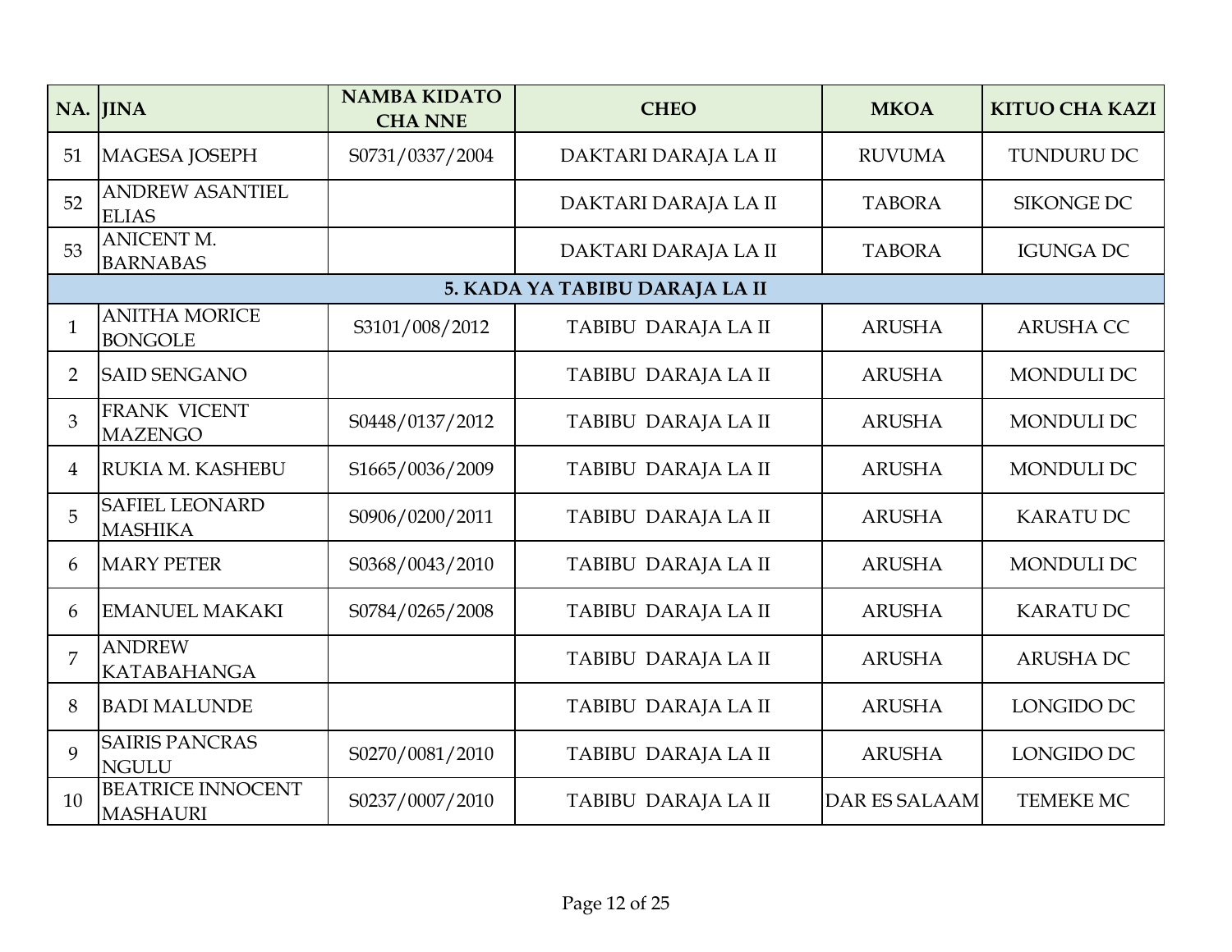| NA. | JINA | NAMBA KIDATO CHA NNE | CHEO | MKOA | KITUO CHA KAZI |
|---|---|---|---|---|---|
| 51 | MAGESA JOSEPH | S0731/0337/2004 | DAKTARI DARAJA LA II | RUVUMA | TUNDURU DC |
| 52 | ANDREW ASANTIEL ELIAS | | DAKTARI DARAJA LA II | TABORA | SIKONGE DC |
| 53 | ANICENT M. BARNABAS | | DAKTARI DARAJA LA II | TABORA | IGUNGA DC |
| **5. KADA YA TABIBU DARAJA LA II** | | | | | |
| 1 | ANITHA MORICE BONGOLE | S3101/008/2012 | TABIBU DARAJA LA II | ARUSHA | ARUSHA CC |
| 2 | SAID SENGANO | | TABIBU DARAJA LA II | ARUSHA | MONDULI DC |
| 3 | FRANK VICENT MAZENGO | S0448/0137/2012 | TABIBU DARAJA LA II | ARUSHA | MONDULI DC |
| 4 | RUKIA M. KASHEBU | S1665/0036/2009 | TABIBU DARAJA LA II | ARUSHA | MONDULI DC |
| 5 | SAFIEL LEONARD MASHIKA | S0906/0200/2011 | TABIBU DARAJA LA II | ARUSHA | KARATU DC |
| 6 | MARY PETER | S0368/0043/2010 | TABIBU DARAJA LA II | ARUSHA | MONDULI DC |
| 6 | EMANUEL MAKAKI | S0784/0265/2008 | TABIBU DARAJA LA II | ARUSHA | KARATU DC |
| 7 | ANDREW KATABAHANGA | | TABIBU DARAJA LA II | ARUSHA | ARUSHA DC |
| 8 | BADI MALUNDE | | TABIBU DARAJA LA II | ARUSHA | LONGIDO DC |
| 9 | SAIRIS PANCRAS NGULU | S0270/0081/2010 | TABIBU DARAJA LA II | ARUSHA | LONGIDO DC |
| 10 | BEATRICE INNOCENT MASHAURI | S0237/0007/2010 | TABIBU DARAJA LA II | DAR ES SALAAM | TEMEKE MC |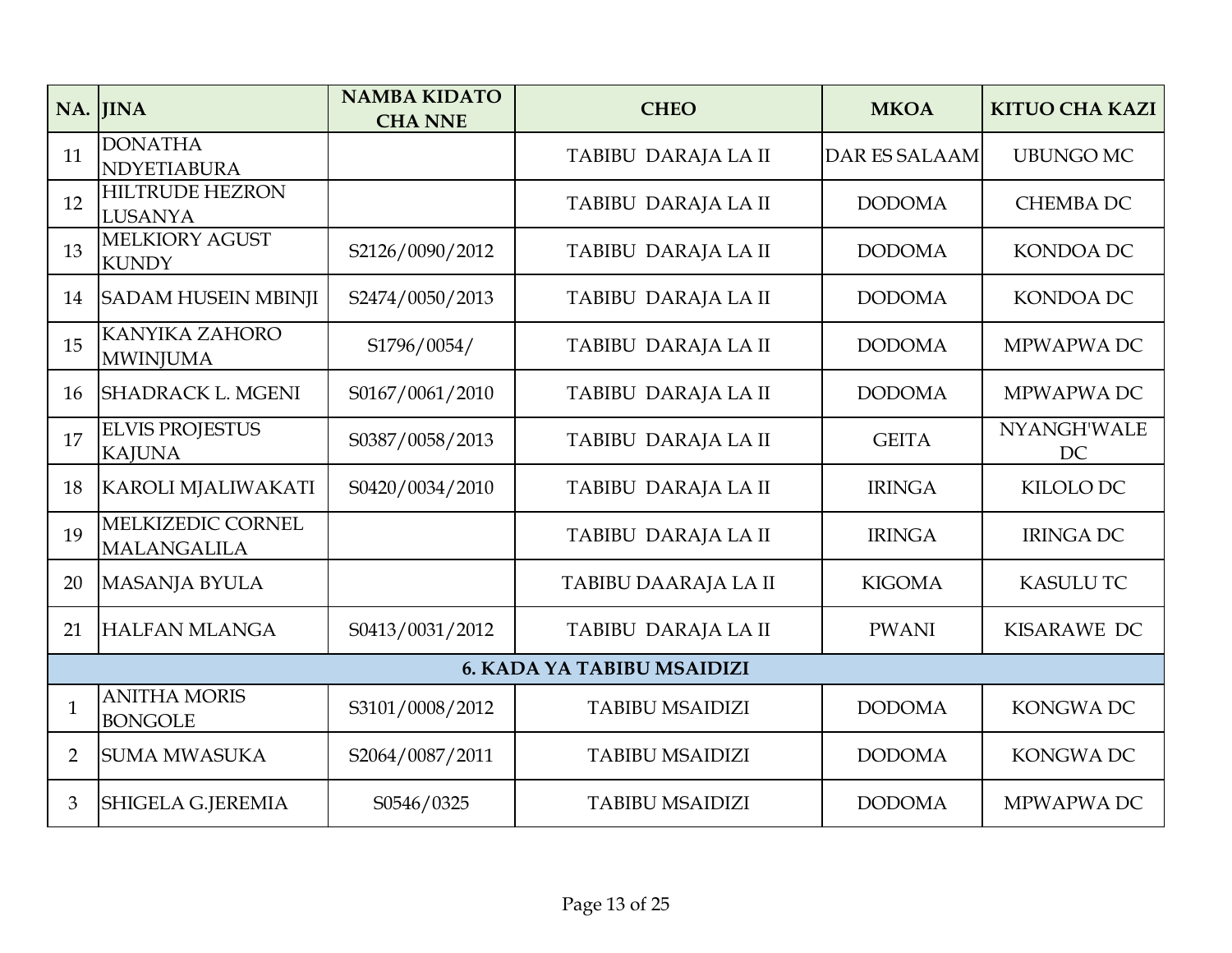| NA. | JINA | NAMBA KIDATO CHA NNE | CHEO | MKOA | KITUO CHA KAZI |
|---|---|---|---|---|---|
| 11 | DONATHA NDYETIABURA | | TABIBU DARAJA LA II | DAR ES SALAAM | UBUNGO MC |
| 12 | HILTRUDE HEZRON LUSANYA | | TABIBU DARAJA LA II | DODOMA | CHEMBA DC |
| 13 | MELKIORY AGUST KUNDY | S2126/0090/2012 | TABIBU DARAJA LA II | DODOMA | KONDOA DC |
| 14 | SADAM HUSEIN MBINJI | S2474/0050/2013 | TABIBU DARAJA LA II | DODOMA | KONDOA DC |
| 15 | KANYIKA ZAHORO MWINJUMA | S1796/0054/ | TABIBU DARAJA LA II | DODOMA | MPWAPWA DC |
| 16 | SHADRACK L. MGENI | S0167/0061/2010 | TABIBU DARAJA LA II | DODOMA | MPWAPWA DC |
| 17 | ELVIS PROJESTUS KAJUNA | S0387/0058/2013 | TABIBU DARAJA LA II | GEITA | NYANGH'WALE DC |
| 18 | KAROLI MJALIWAKATI | S0420/0034/2010 | TABIBU DARAJA LA II | IRINGA | KILOLO DC |
| 19 | MELKIZEDIC CORNEL MALANGALILA | | TABIBU DARAJA LA II | IRINGA | IRINGA DC |
| 20 | MASANJA BYULA | | TABIBU DAARAJA LA II | KIGOMA | KASULU TC |
| 21 | HALFAN MLANGA | S0413/0031/2012 | TABIBU DARAJA LA II | PWANI | KISARAWE DC |
| | | | **6. KADA YA TABIBU MSAIDIZI** | | |
| 1 | ANITHA MORIS BONGOLE | S3101/0008/2012 | TABIBU MSAIDIZI | DODOMA | KONGWA DC |
| 2 | SUMA MWASUKA | S2064/0087/2011 | TABIBU MSAIDIZI | DODOMA | KONGWA DC |
| 3 | SHIGELA G.JEREMIA | S0546/0325 | TABIBU MSAIDIZI | DODOMA | MPWAPWA DC |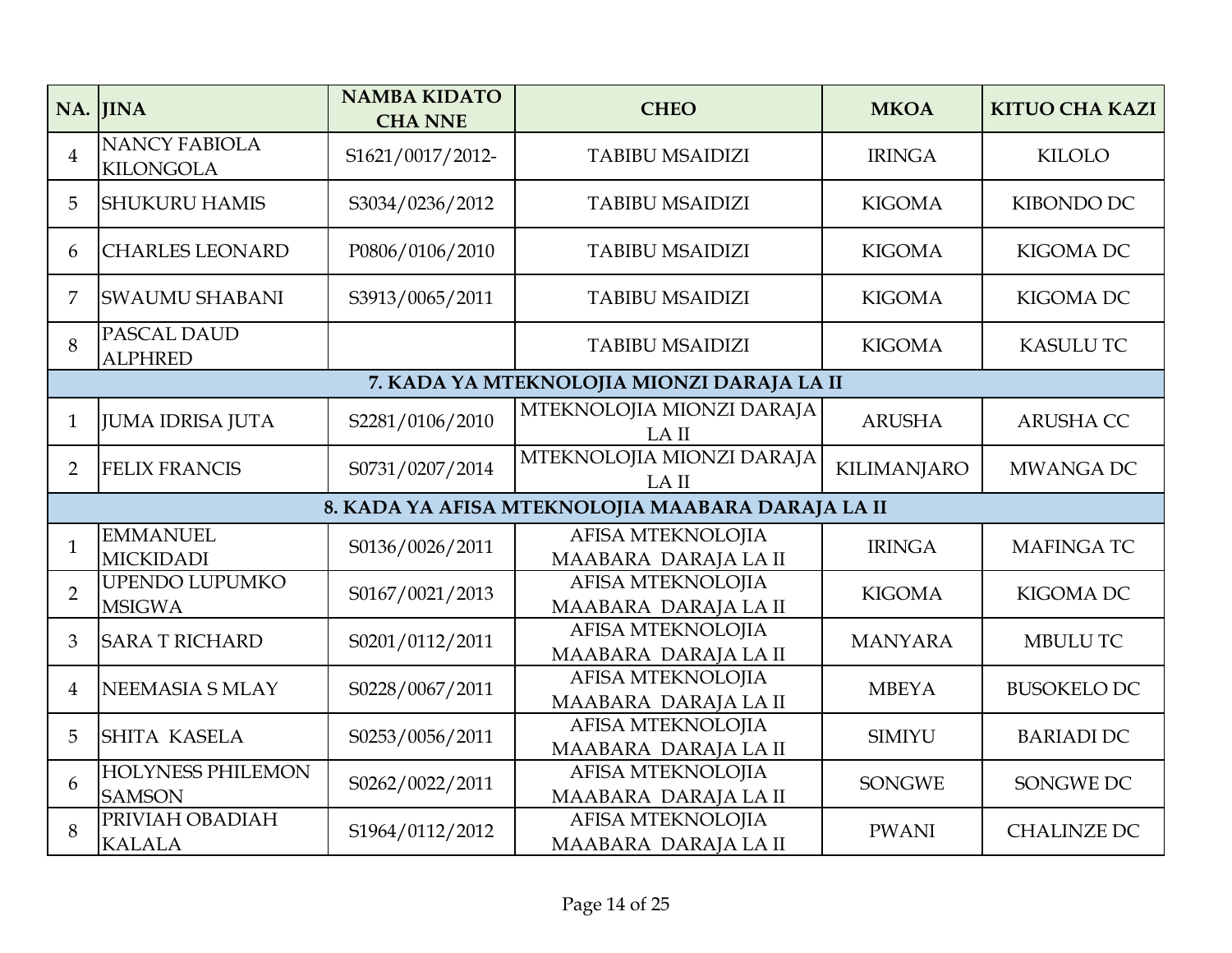| NA. | JINA | NAMBA KIDATO CHA NNE | CHEO | MKOA | KITUO CHA KAZI |
|---|---|---|---|---|---|
| 4 | NANCY FABIOLA KILONGOLA | S1621/0017/2012- | TABIBU MSAIDIZI | IRINGA | KILOLO |
| 5 | SHUKURU HAMIS | S3034/0236/2012 | TABIBU MSAIDIZI | KIGOMA | KIBONDO DC |
| 6 | CHARLES LEONARD | P0806/0106/2010 | TABIBU MSAIDIZI | KIGOMA | KIGOMA DC |
| 7 | SWAUMU SHABANI | S3913/0065/2011 | TABIBU MSAIDIZI | KIGOMA | KIGOMA DC |
| 8 | PASCAL DAUD ALPHRED | | TABIBU MSAIDIZI | KIGOMA | KASULU TC |
| **7. KADA YA MTEKNOLOJIA MIONZI DARAJA LA II** | | | | | |
| 1 | JUMA IDRISA JUTA | S2281/0106/2010 | MTEKNOLOJIA MIONZI DARAJA LA II | ARUSHA | ARUSHA CC |
| 2 | FELIX FRANCIS | S0731/0207/2014 | MTEKNOLOJIA MIONZI DARAJA LA II | KILIMANJARO | MWANGA DC |
| **8. KADA YA AFISA MTEKNOLOJIA MAABARA DARAJA LA II** | | | | | |
| 1 | EMMANUEL MICKIDADI | S0136/0026/2011 | AFISA MTEKNOLOJIA MAABARA DARAJA LA II | IRINGA | MAFINGA TC |
| 2 | UPENDO LUPUMKO MSIGWA | S0167/0021/2013 | AFISA MTEKNOLOJIA MAABARA DARAJA LA II | KIGOMA | KIGOMA DC |
| 3 | SARA T RICHARD | S0201/0112/2011 | AFISA MTEKNOLOJIA MAABARA DARAJA LA II | MANYARA | MBULU TC |
| 4 | NEEMASIA S MLAY | S0228/0067/2011 | AFISA MTEKNOLOJIA MAABARA DARAJA LA II | MBEYA | BUSOKELO DC |
| 5 | SHITA KASELA | S0253/0056/2011 | AFISA MTEKNOLOJIA MAABARA DARAJA LA II | SIMIYU | BARIADI DC |
| 6 | HOLYNESS PHILEMON SAMSON | S0262/0022/2011 | AFISA MTEKNOLOJIA MAABARA DARAJA LA II | SONGWE | SONGWE DC |
| 8 | PRIVIAH OBADIAH KALALA | S1964/0112/2012 | AFISA MTEKNOLOJIA MAABARA DARAJA LA II | PWANI | CHALINZE DC |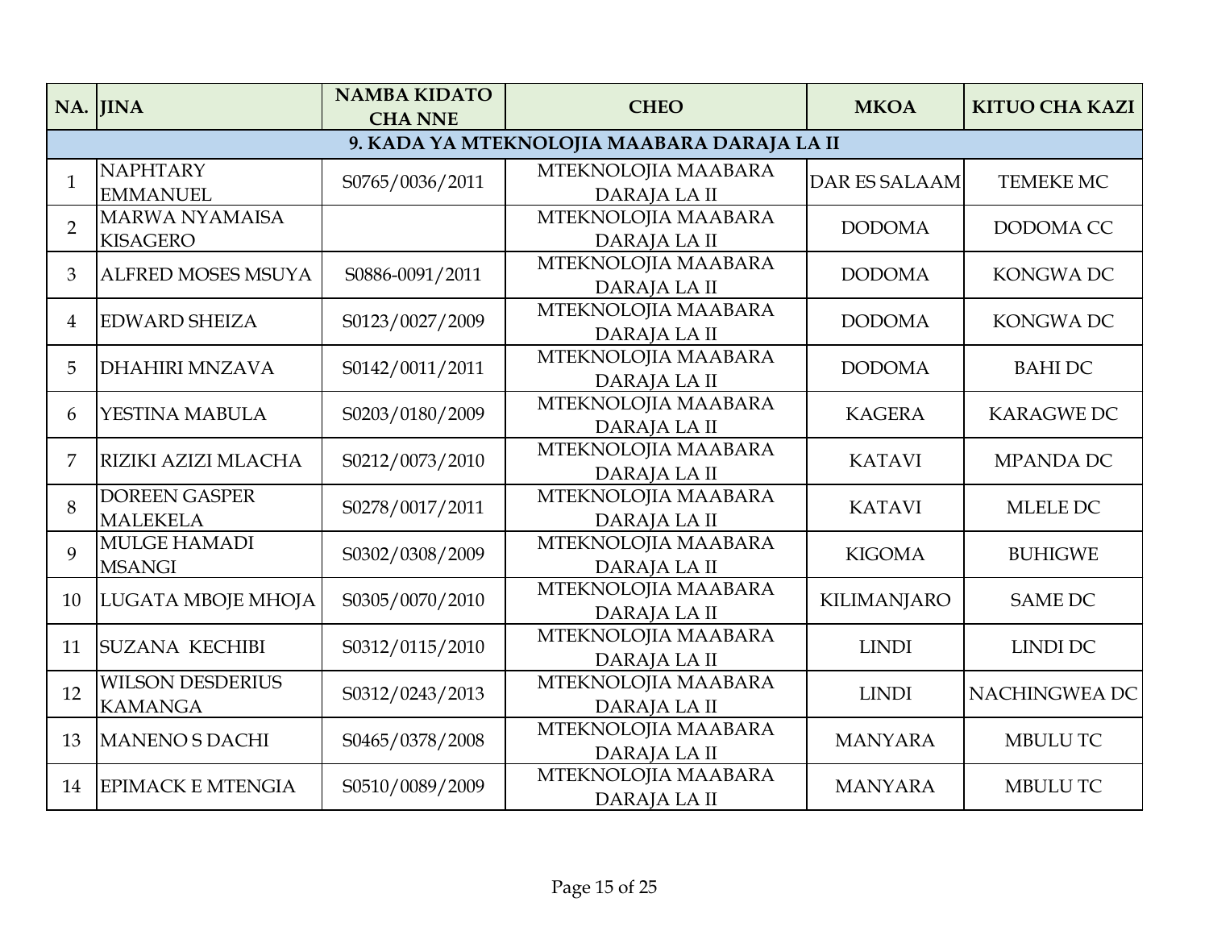| NA. | JINA | NAMBA KIDATO CHA NNE | CHEO | MKOA | KITUO CHA KAZI |
|---|---|---|---|---|---|
| **9. KADA YA MTEKNOLOJIA MAABARA DARAJA LA II** | | | | | |
| 1 | NAPHTARY EMMANUEL | S0765/0036/2011 | MTEKNOLOJIA MAABARA DARAJA LA II | DAR ES SALAAM | TEMEKE MC |
| 2 | MARWA NYAMAISA KISAGERO | | MTEKNOLOJIA MAABARA DARAJA LA II | DODOMA | DODOMA CC |
| 3 | ALFRED MOSES MSUYA | S0886-0091/2011 | MTEKNOLOJIA MAABARA DARAJA LA II | DODOMA | KONGWA DC |
| 4 | EDWARD SHEIZA | S0123/0027/2009 | MTEKNOLOJIA MAABARA DARAJA LA II | DODOMA | KONGWA DC |
| 5 | DHAHIRI MNZAVA | S0142/0011/2011 | MTEKNOLOJIA MAABARA DARAJA LA II | DODOMA | BAHI DC |
| 6 | YESTINA MABULA | S0203/0180/2009 | MTEKNOLOJIA MAABARA DARAJA LA II | KAGERA | KARAGWE DC |
| 7 | RIZIKI AZIZI MLACHA | S0212/0073/2010 | MTEKNOLOJIA MAABARA DARAJA LA II | KATAVI | MPANDA DC |
| 8 | DOREEN GASPER MALEKELA | S0278/0017/2011 | MTEKNOLOJIA MAABARA DARAJA LA II | KATAVI | MLELE DC |
| 9 | MULGE HAMADI MSANGI | S0302/0308/2009 | MTEKNOLOJIA MAABARA DARAJA LA II | KIGOMA | BUHIGWE |
| 10 | LUGATA MBOJE MHOJA | S0305/0070/2010 | MTEKNOLOJIA MAABARA DARAJA LA II | KILIMANJARO | SAME DC |
| 11 | SUZANA KECHIBI | S0312/0115/2010 | MTEKNOLOJIA MAABARA DARAJA LA II | LINDI | LINDI DC |
| 12 | WILSON DESDERIUS KAMANGA | S0312/0243/2013 | MTEKNOLOJIA MAABARA DARAJA LA II | LINDI | NACHINGWEA DC |
| 13 | MANENO S DACHI | S0465/0378/2008 | MTEKNOLOJIA MAABARA DARAJA LA II | MANYARA | MBULU TC |
| 14 | EPIMACK E MTENGIA | S0510/0089/2009 | MTEKNOLOJIA MAABARA DARAJA LA II | MANYARA | MBULU TC |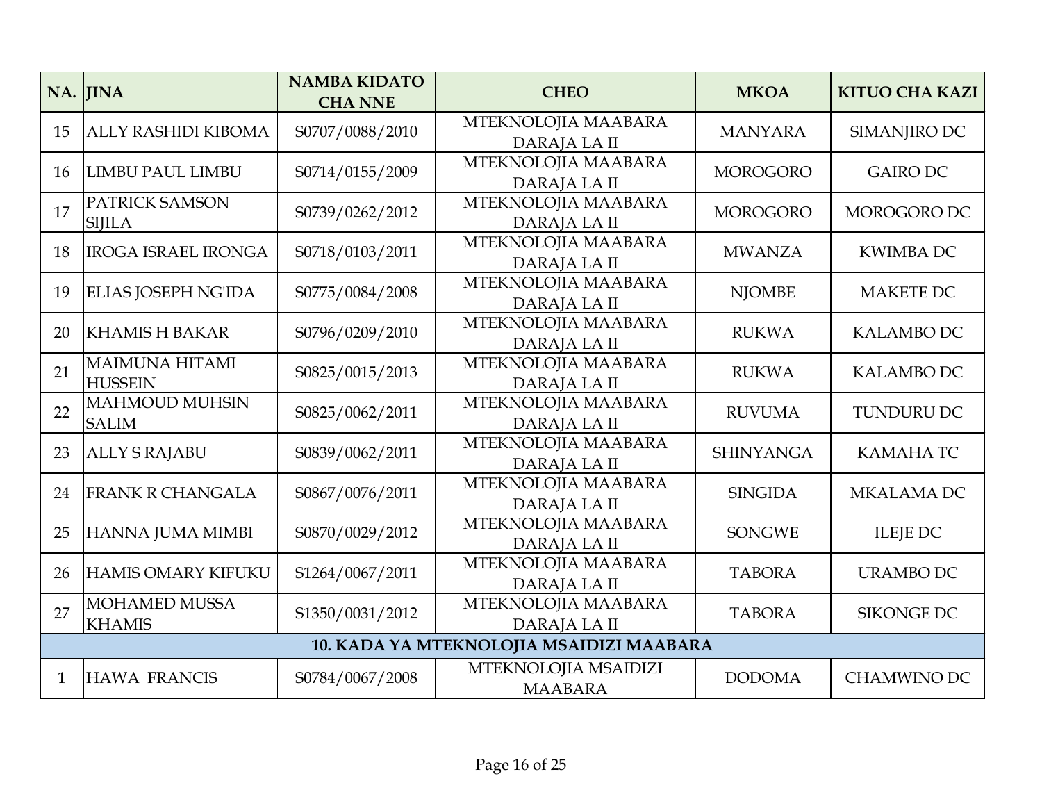| NA. | JINA | NAMBA KIDATO CHA NNE | CHEO | MKOA | KITUO CHA KAZI |
|---|---|---|---|---|---|
| 15 | ALLY RASHIDI KIBOMA | S0707/0088/2010 | MTEKNOLOJIA MAABARA DARAJA LA II | MANYARA | SIMANJIRO DC |
| 16 | LIMBU PAUL LIMBU | S0714/0155/2009 | MTEKNOLOJIA MAABARA DARAJA LA II | MOROGORO | GAIRO DC |
| 17 | PATRICK SAMSON SIJILA | S0739/0262/2012 | MTEKNOLOJIA MAABARA DARAJA LA II | MOROGORO | MOROGORO DC |
| 18 | IROGA ISRAEL IRONGA | S0718/0103/2011 | MTEKNOLOJIA MAABARA DARAJA LA II | MWANZA | KWIMBA DC |
| 19 | ELIAS JOSEPH NG'IDA | S0775/0084/2008 | MTEKNOLOJIA MAABARA DARAJA LA II | NJOMBE | MAKETE DC |
| 20 | KHAMIS H BAKAR | S0796/0209/2010 | MTEKNOLOJIA MAABARA DARAJA LA II | RUKWA | KALAMBO DC |
| 21 | MAIMUNA HITAMI HUSSEIN | S0825/0015/2013 | MTEKNOLOJIA MAABARA DARAJA LA II | RUKWA | KALAMBO DC |
| 22 | MAHMOUD MUHSIN SALIM | S0825/0062/2011 | MTEKNOLOJIA MAABARA DARAJA LA II | RUVUMA | TUNDURU DC |
| 23 | ALLY S RAJABU | S0839/0062/2011 | MTEKNOLOJIA MAABARA DARAJA LA II | SHINYANGA | KAMAHA TC |
| 24 | FRANK R CHANGALA | S0867/0076/2011 | MTEKNOLOJIA MAABARA DARAJA LA II | SINGIDA | MKALAMA DC |
| 25 | HANNA JUMA MIMBI | S0870/0029/2012 | MTEKNOLOJIA MAABARA DARAJA LA II | SONGWE | ILEJE DC |
| 26 | HAMIS OMARY KIFUKU | S1264/0067/2011 | MTEKNOLOJIA MAABARA DARAJA LA II | TABORA | URAMBO DC |
| 27 | MOHAMED MUSSA KHAMIS | S1350/0031/2012 | MTEKNOLOJIA MAABARA DARAJA LA II | TABORA | SIKONGE DC |
| **10. KADA YA MTEKNOLOJIA MSAIDIZI MAABARA** | | | | | |
| 1 | HAWA FRANCIS | S0784/0067/2008 | MTEKNOLOJIA MSAIDIZI MAABARA | DODOMA | CHAMWINO DC |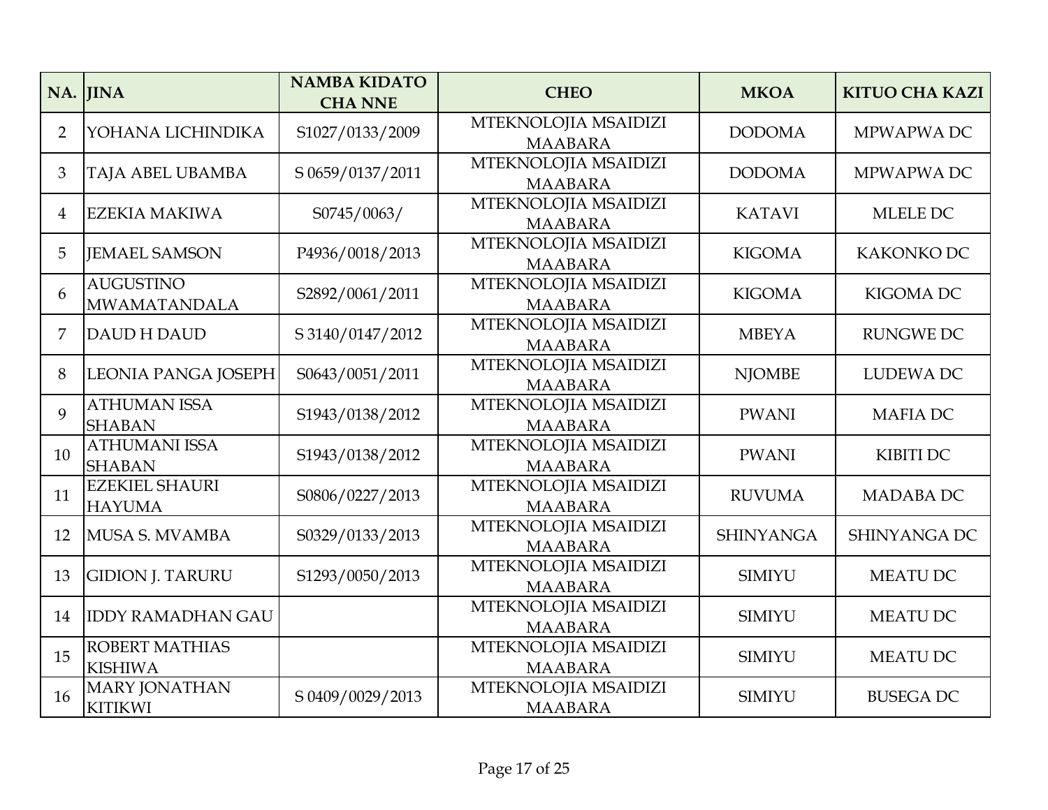| NA. | JINA | NAMBA KIDATO CHA NNE | CHEO | MKOA | KITUO CHA KAZI |
|---|---|---|---|---|---|
| 2 | YOHANA LICHINDIKA | S1027/0133/2009 | MTEKNOLOJIA MSAIDIZI MAABARA | DODOMA | MPWAPWA DC |
| 3 | TAJA ABEL UBAMBA | S 0659/0137/2011 | MTEKNOLOJIA MSAIDIZI MAABARA | DODOMA | MPWAPWA DC |
| 4 | EZEKIA MAKIWA | S0745/0063/ | MTEKNOLOJIA MSAIDIZI MAABARA | KATAVI | MLELE DC |
| 5 | JEMAEL SAMSON | P4936/0018/2013 | MTEKNOLOJIA MSAIDIZI MAABARA | KIGOMA | KAKONKO DC |
| 6 | AUGUSTINO MWAMATANDALA | S2892/0061/2011 | MTEKNOLOJIA MSAIDIZI MAABARA | KIGOMA | KIGOMA DC |
| 7 | DAUD H DAUD | S 3140/0147/2012 | MTEKNOLOJIA MSAIDIZI MAABARA | MBEYA | RUNGWE DC |
| 8 | LEONIA PANGA JOSEPH | S0643/0051/2011 | MTEKNOLOJIA MSAIDIZI MAABARA | NJOMBE | LUDEWA DC |
| 9 | ATHUMAN ISSA SHABAN | S1943/0138/2012 | MTEKNOLOJIA MSAIDIZI MAABARA | PWANI | MAFIA DC |
| 10 | ATHUMANI ISSA SHABAN | S1943/0138/2012 | MTEKNOLOJIA MSAIDIZI MAABARA | PWANI | KIBITI DC |
| 11 | EZEKIEL SHAURI HAYUMA | S0806/0227/2013 | MTEKNOLOJIA MSAIDIZI MAABARA | RUVUMA | MADABA DC |
| 12 | MUSA S. MVAMBA | S0329/0133/2013 | MTEKNOLOJIA MSAIDIZI MAABARA | SHINYANGA | SHINYANGA DC |
| 13 | GIDION J. TARURU | S1293/0050/2013 | MTEKNOLOJIA MSAIDIZI MAABARA | SIMIYU | MEATU DC |
| 14 | IDDY RAMADHAN GAU | | MTEKNOLOJIA MSAIDIZI MAABARA | SIMIYU | MEATU DC |
| 15 | ROBERT MATHIAS KISHIWA | | MTEKNOLOJIA MSAIDIZI MAABARA | SIMIYU | MEATU DC |
| 16 | MARY JONATHAN KITIKWI | S 0409/0029/2013 | MTEKNOLOJIA MSAIDIZI MAABARA | SIMIYU | BUSEGA DC |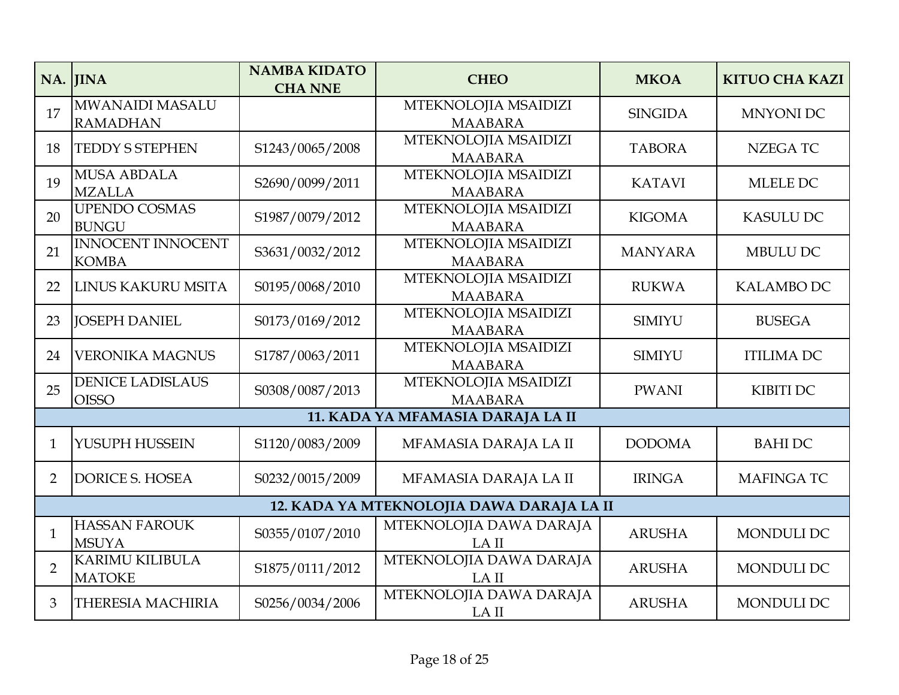| NA. | JINA | NAMBA KIDATO CHA NNE | CHEO | MKOA | KITUO CHA KAZI |
|---|---|---|---|---|---|
| 17 | MWANAIDI MASALU RAMADHAN | | MTEKNOLOJIA MSAIDIZI MAABARA | SINGIDA | MNYONI DC |
| 18 | TEDDY S STEPHEN | S1243/0065/2008 | MTEKNOLOJIA MSAIDIZI MAABARA | TABORA | NZEGA TC |
| 19 | MUSA ABDALA MZALLA | S2690/0099/2011 | MTEKNOLOJIA MSAIDIZI MAABARA | KATAVI | MLELE DC |
| 20 | UPENDO COSMAS BUNGU | S1987/0079/2012 | MTEKNOLOJIA MSAIDIZI MAABARA | KIGOMA | KASULU DC |
| 21 | INNOCENT INNOCENT KOMBA | S3631/0032/2012 | MTEKNOLOJIA MSAIDIZI MAABARA | MANYARA | MBULU DC |
| 22 | LINUS KAKURU MSITA | S0195/0068/2010 | MTEKNOLOJIA MSAIDIZI MAABARA | RUKWA | KALAMBO DC |
| 23 | JOSEPH DANIEL | S0173/0169/2012 | MTEKNOLOJIA MSAIDIZI MAABARA | SIMIYU | BUSEGA |
| 24 | VERONIKA MAGNUS | S1787/0063/2011 | MTEKNOLOJIA MSAIDIZI MAABARA | SIMIYU | ITILIMA DC |
| 25 | DENICE LADISLAUS OISSO | S0308/0087/2013 | MTEKNOLOJIA MSAIDIZI MAABARA | PWANI | KIBITI DC |
| **11. KADA YA MFAMASIA DARAJA LA II** | | | | | |
| 1 | YUSUPH HUSSEIN | S1120/0083/2009 | MFAMASIA DARAJA LA II | DODOMA | BAHI DC |
| 2 | DORICE S. HOSEA | S0232/0015/2009 | MFAMASIA DARAJA LA II | IRINGA | MAFINGA TC |
| **12. KADA YA MTEKNOLOJIA DAWA DARAJA LA II** | | | | | |
| 1 | HASSAN FAROUK MSUYA | S0355/0107/2010 | MTEKNOLOJIA DAWA DARAJA LA II | ARUSHA | MONDULI DC |
| 2 | KARIMU KILIBULA MATOKE | S1875/0111/2012 | MTEKNOLOJIA DAWA DARAJA LA II | ARUSHA | MONDULI DC |
| 3 | THERESIA MACHIRIA | S0256/0034/2006 | MTEKNOLOJIA DAWA DARAJA LA II | ARUSHA | MONDULI DC |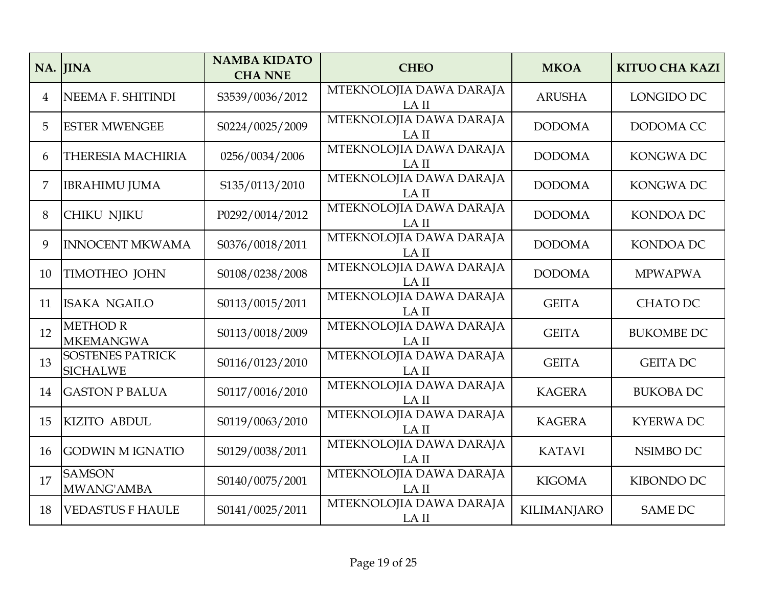| NA. | JINA | NAMBA KIDATO CHA NNE | CHEO | MKOA | KITUO CHA KAZI |
|---|---|---|---|---|---|
| 4 | NEEMA F. SHITINDI | S3539/0036/2012 | MTEKNOLOJIA DAWA DARAJA LA II | ARUSHA | LONGIDO DC |
| 5 | ESTER MWENGEE | S0224/0025/2009 | MTEKNOLOJIA DAWA DARAJA LA II | DODOMA | DODOMA CC |
| 6 | THERESIA MACHIRIA | 0256/0034/2006 | MTEKNOLOJIA DAWA DARAJA LA II | DODOMA | KONGWA DC |
| 7 | IBRAHIMU JUMA | S135/0113/2010 | MTEKNOLOJIA DAWA DARAJA LA II | DODOMA | KONGWA DC |
| 8 | CHIKU NJIKU | P0292/0014/2012 | MTEKNOLOJIA DAWA DARAJA LA II | DODOMA | KONDOA DC |
| 9 | INNOCENT MKWAMA | S0376/0018/2011 | MTEKNOLOJIA DAWA DARAJA LA II | DODOMA | KONDOA DC |
| 10 | TIMOTHEO JOHN | S0108/0238/2008 | MTEKNOLOJIA DAWA DARAJA LA II | DODOMA | MPWAPWA |
| 11 | ISAKA NGAILO | S0113/0015/2011 | MTEKNOLOJIA DAWA DARAJA LA II | GEITA | CHATO DC |
| 12 | METHOD R MKEMANGWA | S0113/0018/2009 | MTEKNOLOJIA DAWA DARAJA LA II | GEITA | BUKOMBE DC |
| 13 | SOSTENES PATRICK SICHALWE | S0116/0123/2010 | MTEKNOLOJIA DAWA DARAJA LA II | GEITA | GEITA DC |
| 14 | GASTON P BALUA | S0117/0016/2010 | MTEKNOLOJIA DAWA DARAJA LA II | KAGERA | BUKOBA DC |
| 15 | KIZITO ABDUL | S0119/0063/2010 | MTEKNOLOJIA DAWA DARAJA LA II | KAGERA | KYERWA DC |
| 16 | GODWIN M IGNATIO | S0129/0038/2011 | MTEKNOLOJIA DAWA DARAJA LA II | KATAVI | NSIMBO DC |
| 17 | SAMSON MWANG'AMBA | S0140/0075/2001 | MTEKNOLOJIA DAWA DARAJA LA II | KIGOMA | KIBONDO DC |
| 18 | VEDASTUS F HAULE | S0141/0025/2011 | MTEKNOLOJIA DAWA DARAJA LA II | KILIMANJARO | SAME DC |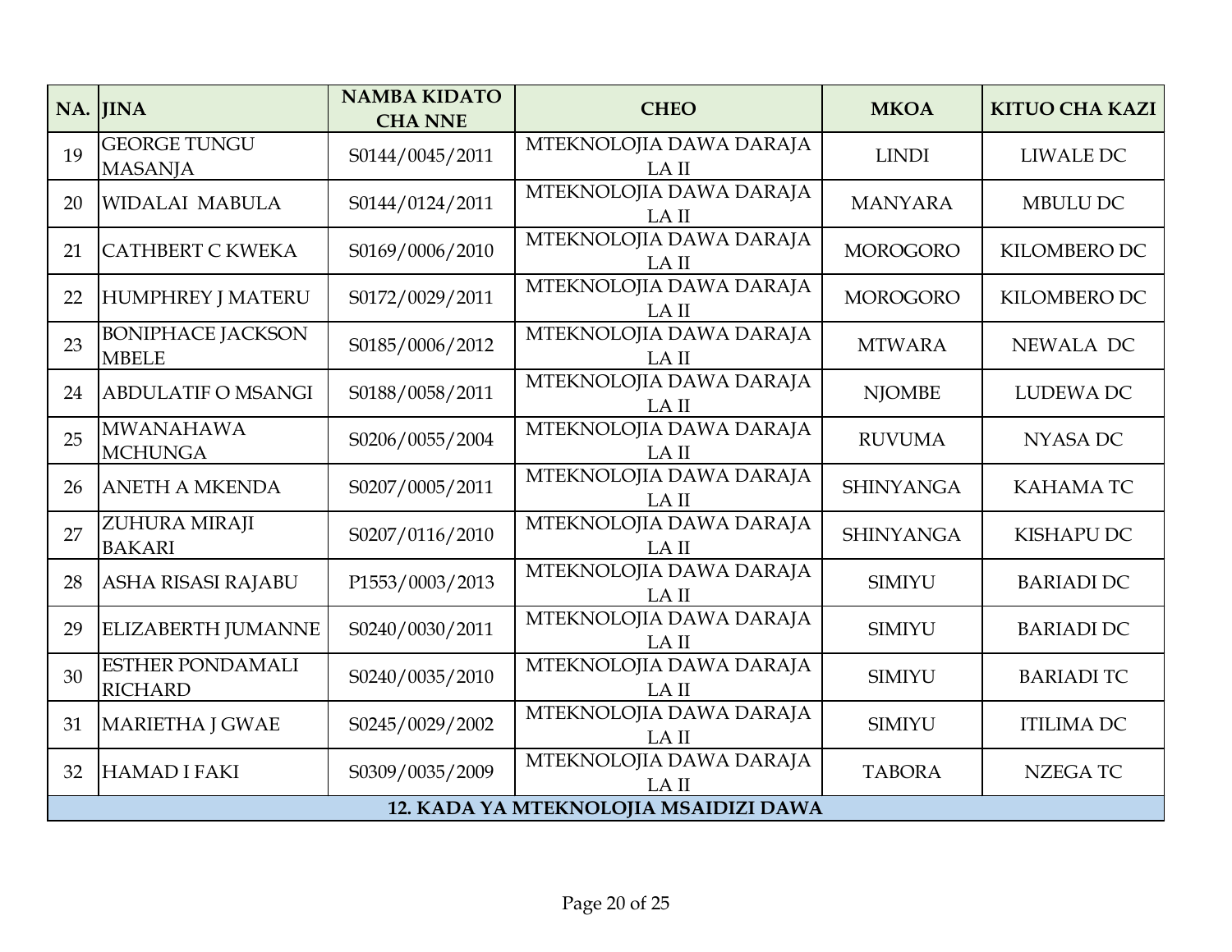| NA. | JINA | NAMBA KIDATO CHA NNE | CHEO | MKOA | KITUO CHA KAZI |
|---|---|---|---|---|---|
| 19 | GEORGE TUNGU MASANJA | S0144/0045/2011 | MTEKNOLOJIA DAWA DARAJA LA II | LINDI | LIWALE DC |
| 20 | WIDALAI MABULA | S0144/0124/2011 | MTEKNOLOJIA DAWA DARAJA LA II | MANYARA | MBULU DC |
| 21 | CATHBERT C KWEKA | S0169/0006/2010 | MTEKNOLOJIA DAWA DARAJA LA II | MOROGORO | KILOMBERO DC |
| 22 | HUMPHREY J MATERU | S0172/0029/2011 | MTEKNOLOJIA DAWA DARAJA LA II | MOROGORO | KILOMBERO DC |
| 23 | BONIPHACE JACKSON MBELE | S0185/0006/2012 | MTEKNOLOJIA DAWA DARAJA LA II | MTWARA | NEWALA DC |
| 24 | ABDULATIF O MSANGI | S0188/0058/2011 | MTEKNOLOJIA DAWA DARAJA LA II | NJOMBE | LUDEWA DC |
| 25 | MWANAHAWA MCHUNGA | S0206/0055/2004 | MTEKNOLOJIA DAWA DARAJA LA II | RUVUMA | NYASA DC |
| 26 | ANETH A MKENDA | S0207/0005/2011 | MTEKNOLOJIA DAWA DARAJA LA II | SHINYANGA | KAHAMA TC |
| 27 | ZUHURA MIRAJI BAKARI | S0207/0116/2010 | MTEKNOLOJIA DAWA DARAJA LA II | SHINYANGA | KISHAPU DC |
| 28 | ASHA RISASI RAJABU | P1553/0003/2013 | MTEKNOLOJIA DAWA DARAJA LA II | SIMIYU | BARIADI DC |
| 29 | ELIZABERTH JUMANNE | S0240/0030/2011 | MTEKNOLOJIA DAWA DARAJA LA II | SIMIYU | BARIADI DC |
| 30 | ESTHER PONDAMALI RICHARD | S0240/0035/2010 | MTEKNOLOJIA DAWA DARAJA LA II | SIMIYU | BARIADI TC |
| 31 | MARIETHA J GWAE | S0245/0029/2002 | MTEKNOLOJIA DAWA DARAJA LA II | SIMIYU | ITILIMA DC |
| 32 | HAMAD I FAKI | S0309/0035/2009 | MTEKNOLOJIA DAWA DARAJA LA II | TABORA | NZEGA TC |
| **12. KADA YA MTEKNOLOJIA MSAIDIZI DAWA** | | | | | |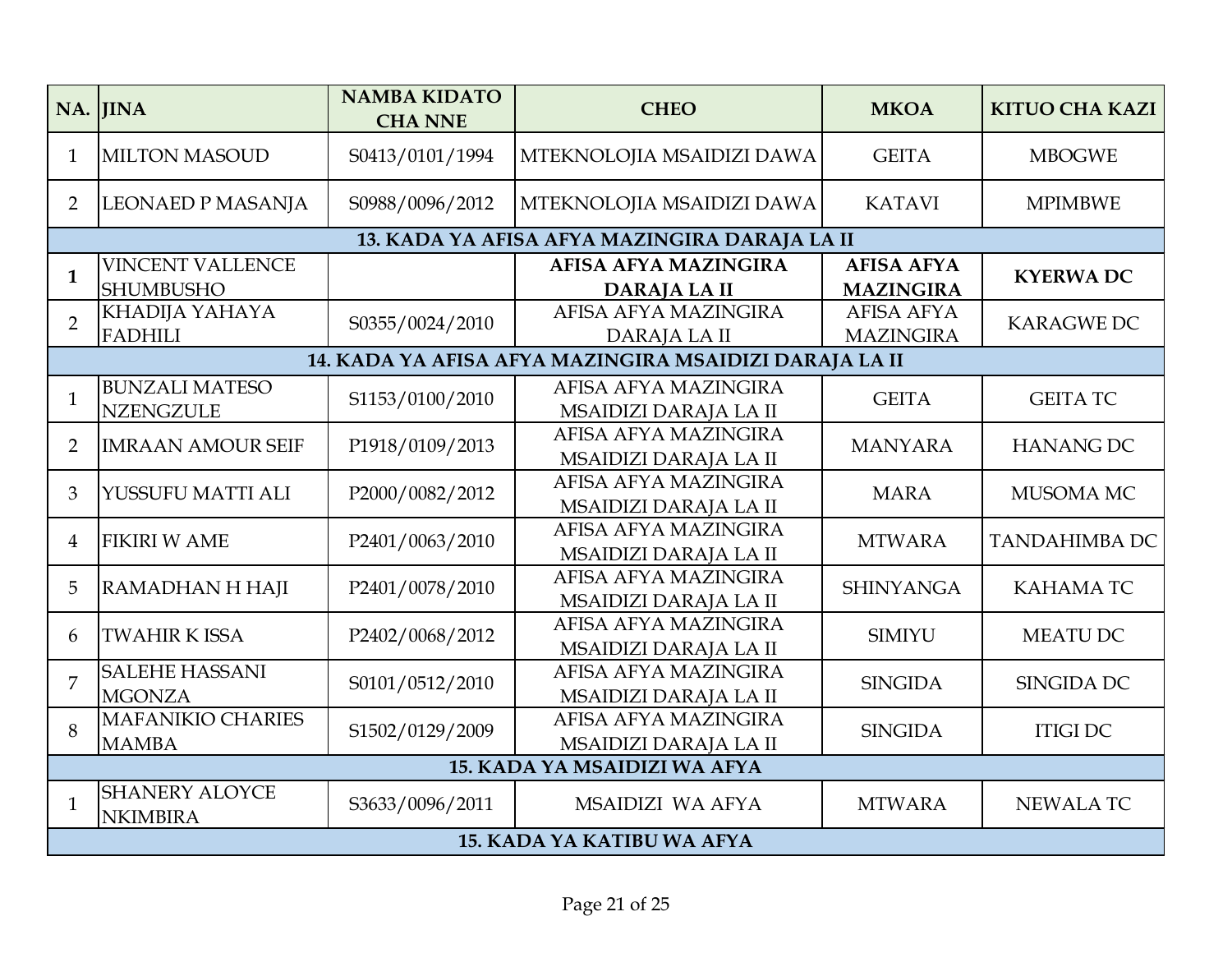| NA. | JINA | NAMBA KIDATO CHA NNE | CHEO | MKOA | KITUO CHA KAZI |
|---|---|---|---|---|---|
| 1 | MILTON MASOUD | S0413/0101/1994 | MTEKNOLOJIA MSAIDIZI DAWA | GEITA | MBOGWE |
| 2 | LEONAED P MASANJA | S0988/0096/2012 | MTEKNOLOJIA MSAIDIZI DAWA | KATAVI | MPIMBWE |
| **13. KADA YA AFISA AFYA MAZINGIRA DARAJA LA II** | | | | | |
| **1** | VINCENT VALLENCE SHUMBUSHO | | **AFISA AFYA MAZINGIRA DARAJA LA II** | **AFISA AFYA MAZINGIRA** | **KYERWA DC** |
| 2 | KHADIJA YAHAYA FADHILI | S0355/0024/2010 | AFISA AFYA MAZINGIRA DARAJA LA II | AFISA AFYA MAZINGIRA | KARAGWE DC |
| **14. KADA YA AFISA AFYA MAZINGIRA MSAIDIZI DARAJA LA II** | | | | | |
| 1 | BUNZALI MATESO NZENGZULE | S1153/0100/2010 | AFISA AFYA MAZINGIRA MSAIDIZI DARAJA LA II | GEITA | GEITA TC |
| 2 | IMRAAN AMOUR SEIF | P1918/0109/2013 | AFISA AFYA MAZINGIRA MSAIDIZI DARAJA LA II | MANYARA | HANANG DC |
| 3 | YUSSUFU MATTI ALI | P2000/0082/2012 | AFISA AFYA MAZINGIRA MSAIDIZI DARAJA LA II | MARA | MUSOMA MC |
| 4 | FIKIRI W AME | P2401/0063/2010 | AFISA AFYA MAZINGIRA MSAIDIZI DARAJA LA II | MTWARA | TANDAHIMBA DC |
| 5 | RAMADHAN H HAJI | P2401/0078/2010 | AFISA AFYA MAZINGIRA MSAIDIZI DARAJA LA II | SHINYANGA | KAHAMA TC |
| 6 | TWAHIR K ISSA | P2402/0068/2012 | AFISA AFYA MAZINGIRA MSAIDIZI DARAJA LA II | SIMIYU | MEATU DC |
| 7 | SALEHE HASSANI MGONZA | S0101/0512/2010 | AFISA AFYA MAZINGIRA MSAIDIZI DARAJA LA II | SINGIDA | SINGIDA DC |
| 8 | MAFANIKIO CHARIES MAMBA | S1502/0129/2009 | AFISA AFYA MAZINGIRA MSAIDIZI DARAJA LA II | SINGIDA | ITIGI DC |
| **15. KADA YA MSAIDIZI WA AFYA** | | | | | |
| 1 | SHANERY ALOYCE NKIMBIRA | S3633/0096/2011 | MSAIDIZI WA AFYA | MTWARA | NEWALA TC |
| **15. KADA YA KATIBU WA AFYA** | | | | | |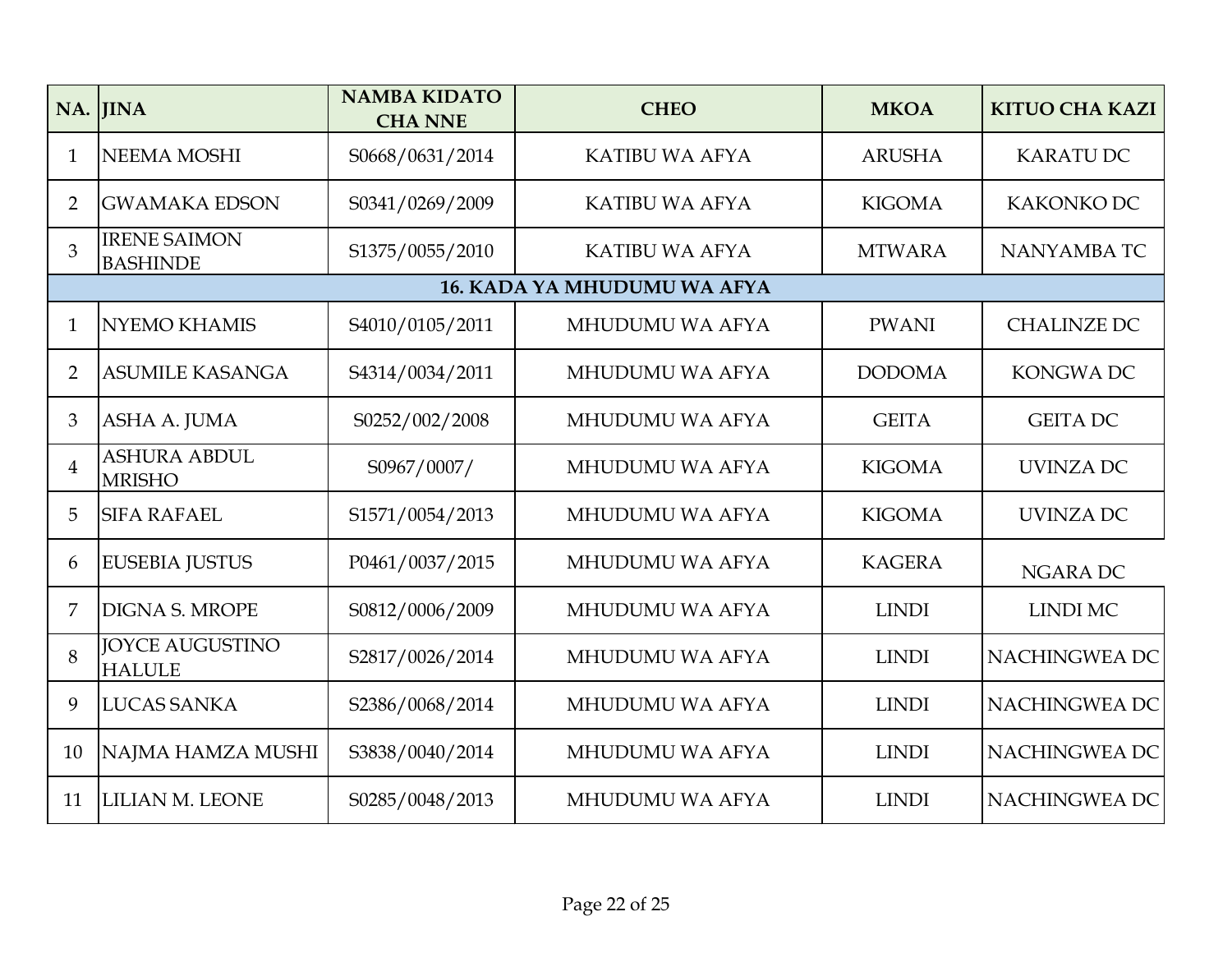| NA. | JINA | NAMBA KIDATO CHA NNE | CHEO | MKOA | KITUO CHA KAZI |
|---|---|---|---|---|---|
| 1 | NEEMA MOSHI | S0668/0631/2014 | KATIBU WA AFYA | ARUSHA | KARATU DC |
| 2 | GWAMAKA EDSON | S0341/0269/2009 | KATIBU WA AFYA | KIGOMA | KAKONKO DC |
| 3 | IRENE SAIMON BASHINDE | S1375/0055/2010 | KATIBU WA AFYA | MTWARA | NANYAMBA TC |
| **16. KADA YA MHUDUMU WA AFYA** | | | | | |
| 1 | NYEMO KHAMIS | S4010/0105/2011 | MHUDUMU WA AFYA | PWANI | CHALINZE DC |
| 2 | ASUMILE KASANGA | S4314/0034/2011 | MHUDUMU WA AFYA | DODOMA | KONGWA DC |
| 3 | ASHA A. JUMA | S0252/002/2008 | MHUDUMU WA AFYA | GEITA | GEITA DC |
| 4 | ASHURA ABDUL MRISHO | S0967/0007/ | MHUDUMU WA AFYA | KIGOMA | UVINZA DC |
| 5 | SIFA RAFAEL | S1571/0054/2013 | MHUDUMU WA AFYA | KIGOMA | UVINZA DC |
| 6 | EUSEBIA JUSTUS | P0461/0037/2015 | MHUDUMU WA AFYA | KAGERA | NGARA DC |
| 7 | DIGNA S. MROPE | S0812/0006/2009 | MHUDUMU WA AFYA | LINDI | LINDI MC |
| 8 | JOYCE AUGUSTINO HALULE | S2817/0026/2014 | MHUDUMU WA AFYA | LINDI | NACHINGWEA DC |
| 9 | LUCAS SANKA | S2386/0068/2014 | MHUDUMU WA AFYA | LINDI | NACHINGWEA DC |
| 10 | NAJMA HAMZA MUSHI | S3838/0040/2014 | MHUDUMU WA AFYA | LINDI | NACHINGWEA DC |
| 11 | LILIAN M. LEONE | S0285/0048/2013 | MHUDUMU WA AFYA | LINDI | NACHINGWEA DC |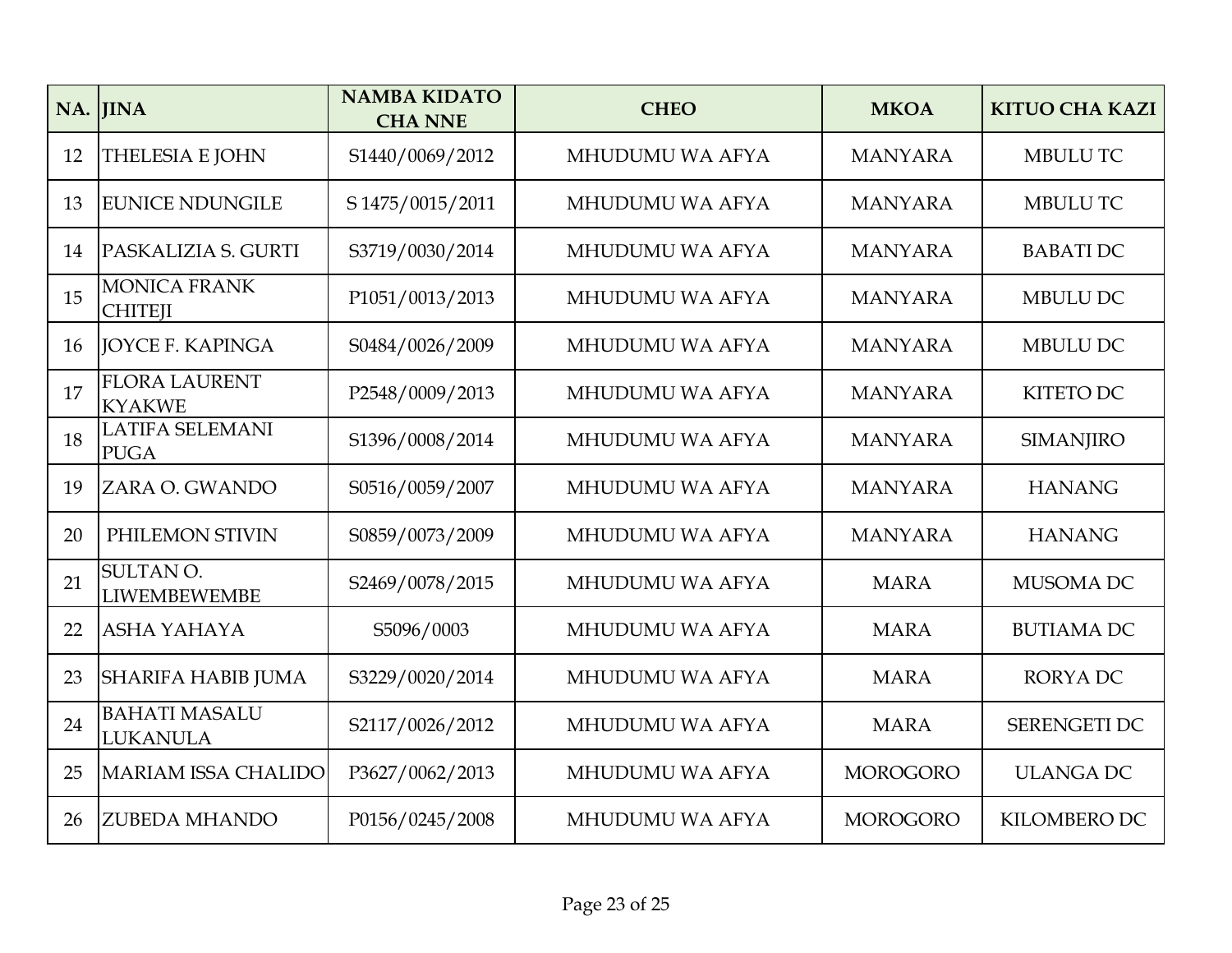| NA. | JINA | NAMBA KIDATO CHA NNE | CHEO | MKOA | KITUO CHA KAZI |
|---|---|---|---|---|---|
| 12 | THELESIA E JOHN | S1440/0069/2012 | MHUDUMU WA AFYA | MANYARA | MBULU TC |
| 13 | EUNICE NDUNGILE | S 1475/0015/2011 | MHUDUMU WA AFYA | MANYARA | MBULU TC |
| 14 | PASKALIZIA S. GURTI | S3719/0030/2014 | MHUDUMU WA AFYA | MANYARA | BABATI DC |
| 15 | MONICA FRANK CHITEJI | P1051/0013/2013 | MHUDUMU WA AFYA | MANYARA | MBULU DC |
| 16 | JOYCE F. KAPINGA | S0484/0026/2009 | MHUDUMU WA AFYA | MANYARA | MBULU DC |
| 17 | FLORA LAURENT KYAKWE | P2548/0009/2013 | MHUDUMU WA AFYA | MANYARA | KITETO DC |
| 18 | LATIFA SELEMANI PUGA | S1396/0008/2014 | MHUDUMU WA AFYA | MANYARA | SIMANJIRO |
| 19 | ZARA O. GWANDO | S0516/0059/2007 | MHUDUMU WA AFYA | MANYARA | HANANG |
| 20 | PHILEMON STIVIN | S0859/0073/2009 | MHUDUMU WA AFYA | MANYARA | HANANG |
| 21 | SULTAN O. LIWEMBEWEMBE | S2469/0078/2015 | MHUDUMU WA AFYA | MARA | MUSOMA DC |
| 22 | ASHA YAHAYA | S5096/0003 | MHUDUMU WA AFYA | MARA | BUTIAMA DC |
| 23 | SHARIFA HABIB JUMA | S3229/0020/2014 | MHUDUMU WA AFYA | MARA | RORYA DC |
| 24 | BAHATI MASALU LUKANULA | S2117/0026/2012 | MHUDUMU WA AFYA | MARA | SERENGETI DC |
| 25 | MARIAM ISSA CHALIDO | P3627/0062/2013 | MHUDUMU WA AFYA | MOROGORO | ULANGA DC |
| 26 | ZUBEDA MHANDO | P0156/0245/2008 | MHUDUMU WA AFYA | MOROGORO | KILOMBERO DC |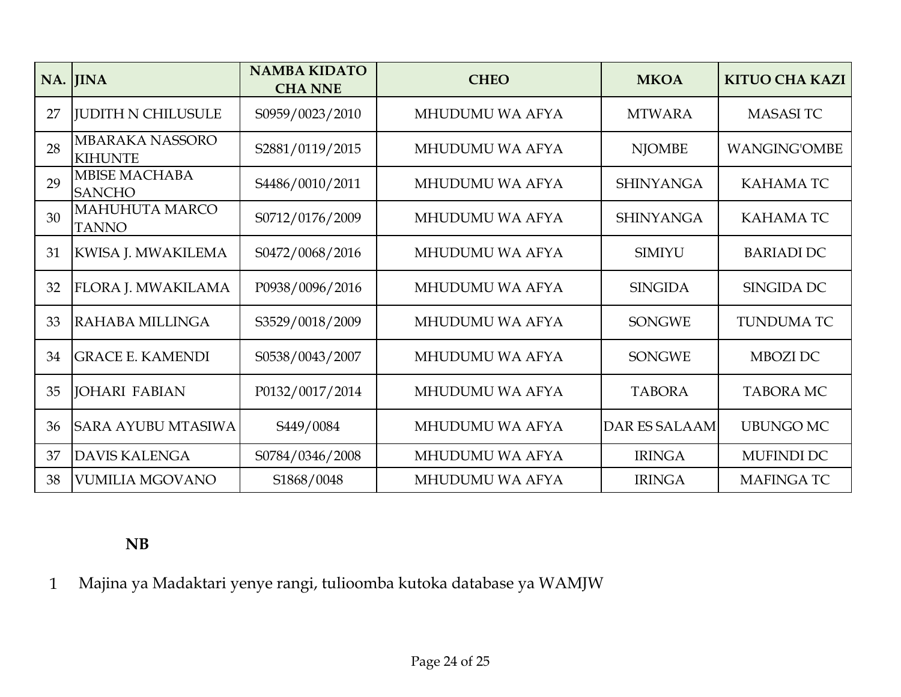| NA. | JINA | NAMBA KIDATO CHA NNE | CHEO | MKOA | KITUO CHA KAZI |
|---|---|---|---|---|---|
| 27 | JUDITH N CHILUSULE | S0959/0023/2010 | MHUDUMU WA AFYA | MTWARA | MASASI TC |
| 28 | MBARAKA NASSORO KIHUNTE | S2881/0119/2015 | MHUDUMU WA AFYA | NJOMBE | WANGING'OMBE |
| 29 | MBISE MACHABA SANCHO | S4486/0010/2011 | MHUDUMU WA AFYA | SHINYANGA | KAHAMA TC |
| 30 | MAHUHUTA MARCO TANNO | S0712/0176/2009 | MHUDUMU WA AFYA | SHINYANGA | KAHAMA TC |
| 31 | KWISA J. MWAKILEMA | S0472/0068/2016 | MHUDUMU WA AFYA | SIMIYU | BARIADI DC |
| 32 | FLORA J. MWAKILAMA | P0938/0096/2016 | MHUDUMU WA AFYA | SINGIDA | SINGIDA DC |
| 33 | RAHABA MILLINGA | S3529/0018/2009 | MHUDUMU WA AFYA | SONGWE | TUNDUMA TC |
| 34 | GRACE E. KAMENDI | S0538/0043/2007 | MHUDUMU WA AFYA | SONGWE | MBOZI DC |
| 35 | JOHARI FABIAN | P0132/0017/2014 | MHUDUMU WA AFYA | TABORA | TABORA MC |
| 36 | SARA AYUBU MTASIWA | S449/0084 | MHUDUMU WA AFYA | DAR ES SALAAM | UBUNGO MC |
| 37 | DAVIS KALENGA | S0784/0346/2008 | MHUDUMU WA AFYA | IRINGA | MUFINDI DC |
| 38 | VUMILIA MGOVANO | S1868/0048 | MHUDUMU WA AFYA | IRINGA | MAFINGA TC |

**NB**

1. Majina ya Madaktari yenye rangi, tulioomba kutoka database ya WAMJW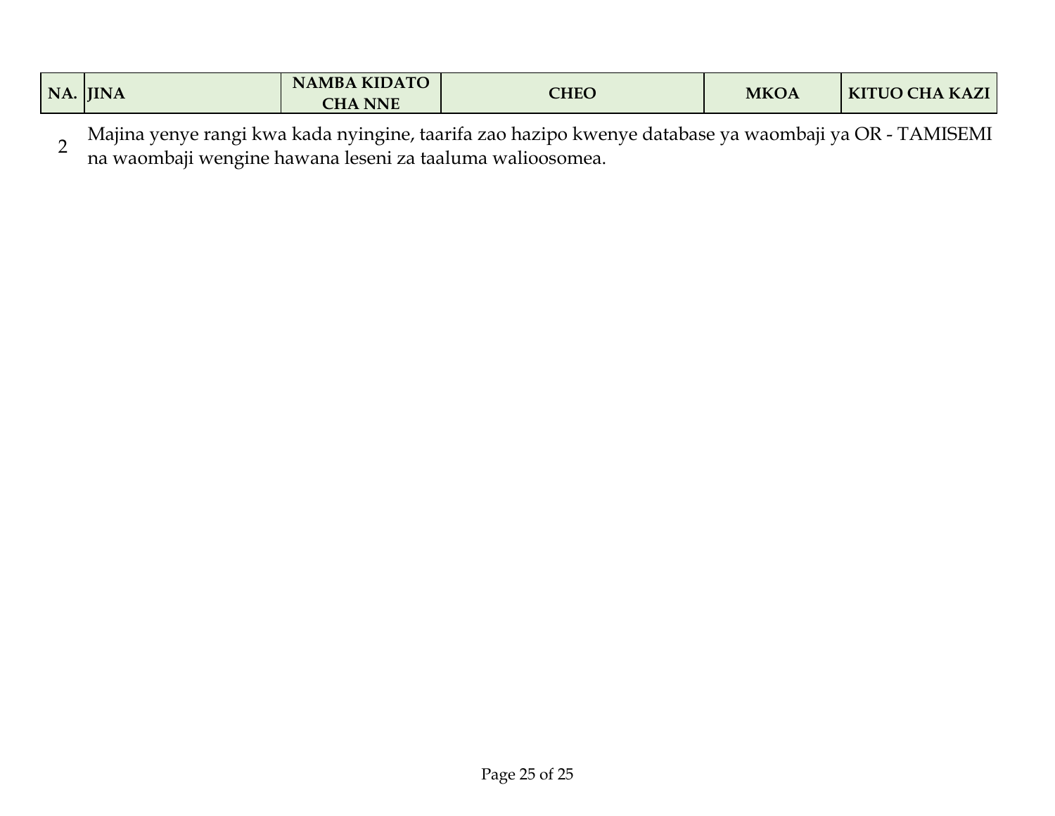| NA. | JINA | NAMBA KIDATO CHA NNE | CHEO | MKOA | KITUO CHA KAZI |
|---|---|---|---|---|---|

2 Majina yenye rangi kwa kada nyingine, taarifa zao hazipo kwenye database ya waombaji ya OR - TAMISEMI na waombaji wengine hawana leseni za taaluma walioosomea.